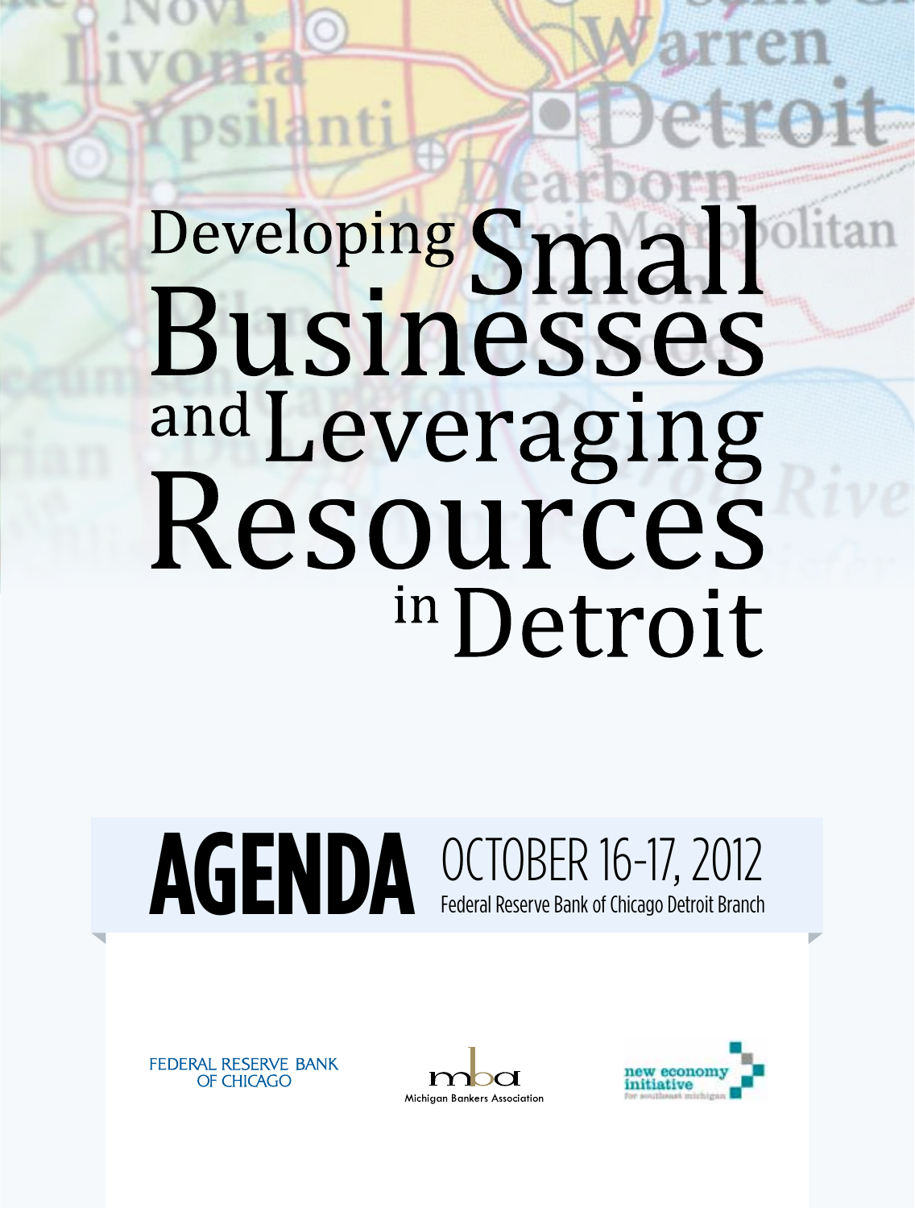# Developing Small Businesses and Leveraging Resources in Detroit

## AGENDA

OCTOBER 16-17, 2012

Federal Reserve Bank of Chicago Detroit Branch

FEDERAL RESERVE BANK OF CHICAGO

mba Michigan Bankers Association

new economy initiative for southeast michigan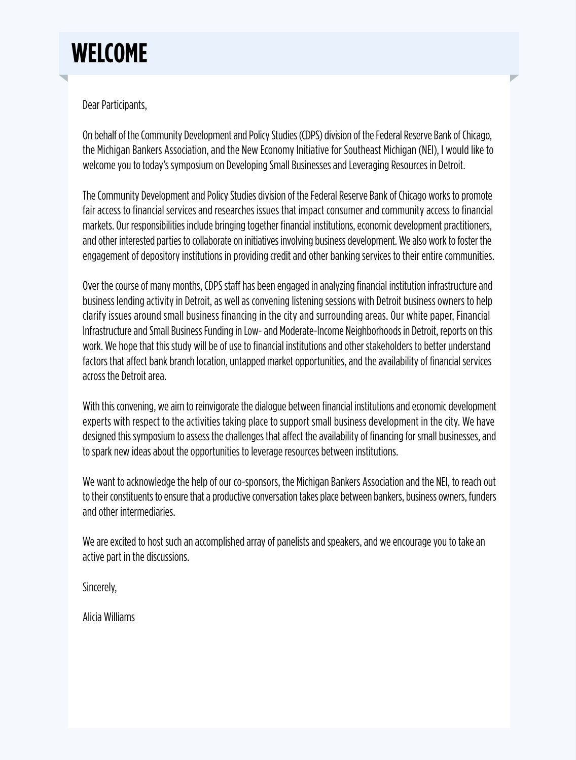# WELCOME

Dear Participants,

On behalf of the Community Development and Policy Studies (CDPS) division of the Federal Reserve Bank of Chicago, the Michigan Bankers Association, and the New Economy Initiative for Southeast Michigan (NEI), I would like to welcome you to today's symposium on Developing Small Businesses and Leveraging Resources in Detroit.

The Community Development and Policy Studies division of the Federal Reserve Bank of Chicago works to promote fair access to financial services and researches issues that impact consumer and community access to financial markets. Our responsibilities include bringing together financial institutions, economic development practitioners, and other interested parties to collaborate on initiatives involving business development. We also work to foster the engagement of depository institutions in providing credit and other banking services to their entire communities.

Over the course of many months, CDPS staff has been engaged in analyzing financial institution infrastructure and business lending activity in Detroit, as well as convening listening sessions with Detroit business owners to help clarify issues around small business financing in the city and surrounding areas. Our white paper, Financial Infrastructure and Small Business Funding in Low- and Moderate-Income Neighborhoods in Detroit, reports on this work. We hope that this study will be of use to financial institutions and other stakeholders to better understand factors that affect bank branch location, untapped market opportunities, and the availability of financial services across the Detroit area.

With this convening, we aim to reinvigorate the dialogue between financial institutions and economic development experts with respect to the activities taking place to support small business development in the city. We have designed this symposium to assess the challenges that affect the availability of financing for small businesses, and to spark new ideas about the opportunities to leverage resources between institutions.

We want to acknowledge the help of our co-sponsors, the Michigan Bankers Association and the NEI, to reach out to their constituents to ensure that a productive conversation takes place between bankers, business owners, funders and other intermediaries.

We are excited to host such an accomplished array of panelists and speakers, and we encourage you to take an active part in the discussions.

Sincerely,

Alicia Williams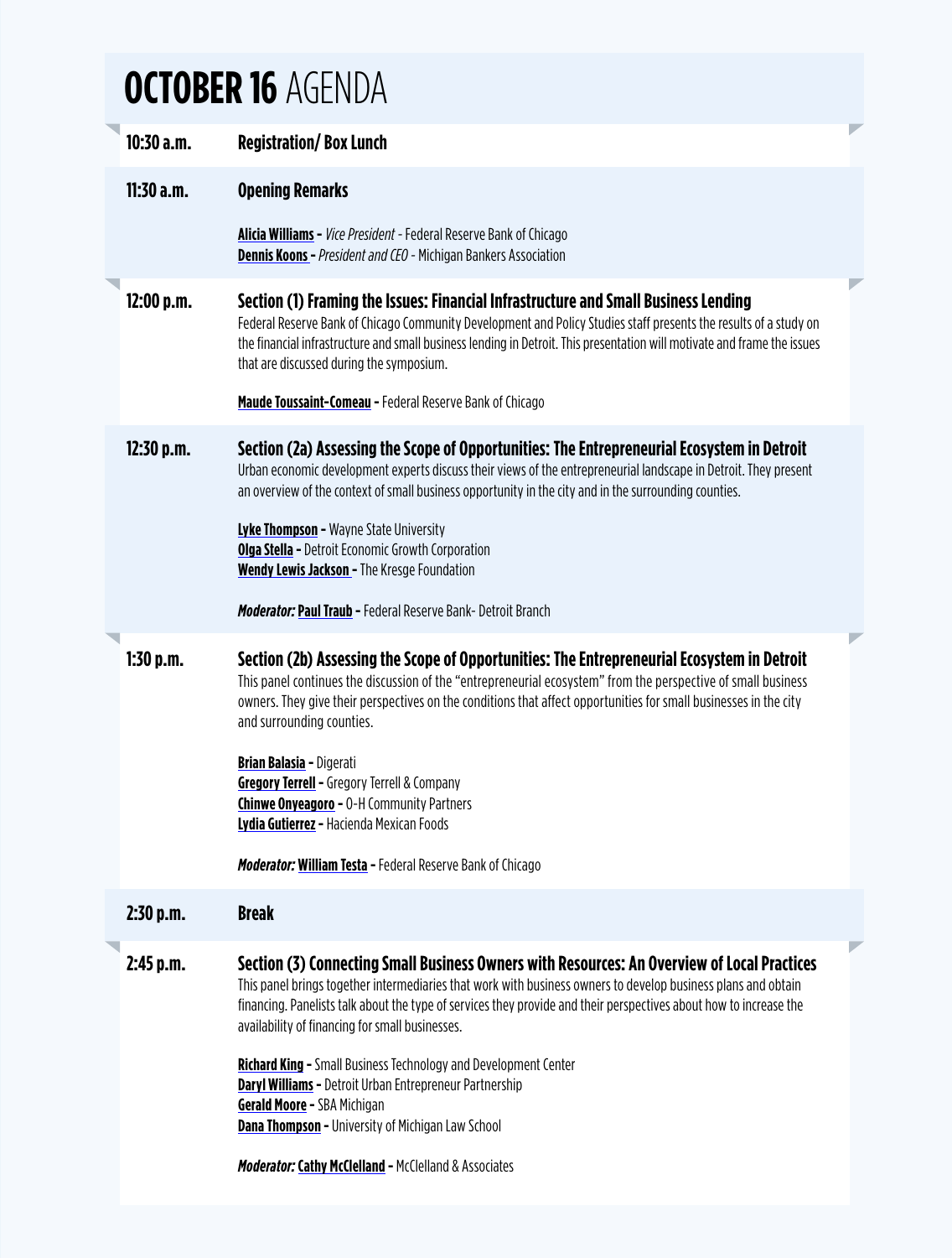# OCTOBER 16 AGENDA

**10:30 a.m.** **Registration/ Box Lunch**

**11:30 a.m.** **Opening Remarks**

**Alicia Williams** - *Vice President* - Federal Reserve Bank of Chicago
**Dennis Koons** - *President and CEO* - Michigan Bankers Association

**12:00 p.m.** **Section (1) Framing the Issues: Financial Infrastructure and Small Business Lending**

Federal Reserve Bank of Chicago Community Development and Policy Studies staff presents the results of a study on the financial infrastructure and small business lending in Detroit. This presentation will motivate and frame the issues that are discussed during the symposium.

**Maude Toussaint-Comeau** - Federal Reserve Bank of Chicago

**12:30 p.m.** **Section (2a) Assessing the Scope of Opportunities: The Entrepreneurial Ecosystem in Detroit**

Urban economic development experts discuss their views of the entrepreneurial landscape in Detroit. They present an overview of the context of small business opportunity in the city and in the surrounding counties.

**Lyke Thompson** - Wayne State University
**Olga Stella** - Detroit Economic Growth Corporation
**Wendy Lewis Jackson** - The Kresge Foundation

***Moderator:*** **Paul Traub** - Federal Reserve Bank- Detroit Branch

**1:30 p.m.** **Section (2b) Assessing the Scope of Opportunities: The Entrepreneurial Ecosystem in Detroit**

This panel continues the discussion of the "entrepreneurial ecosystem" from the perspective of small business owners. They give their perspectives on the conditions that affect opportunities for small businesses in the city and surrounding counties.

**Brian Balasia** - Digerati
**Gregory Terrell** - Gregory Terrell & Company
**Chinwe Onyeagoro** - O-H Community Partners
**Lydia Gutierrez** - Hacienda Mexican Foods

***Moderator:*** **William Testa** - Federal Reserve Bank of Chicago

**2:30 p.m.** **Break**

**2:45 p.m.** **Section (3) Connecting Small Business Owners with Resources: An Overview of Local Practices**

This panel brings together intermediaries that work with business owners to develop business plans and obtain financing. Panelists talk about the type of services they provide and their perspectives about how to increase the availability of financing for small businesses.

**Richard King** - Small Business Technology and Development Center
**Daryl Williams** - Detroit Urban Entrepreneur Partnership
**Gerald Moore** - SBA Michigan
**Dana Thompson** - University of Michigan Law School

***Moderator:*** **Cathy McClelland** - McClelland & Associates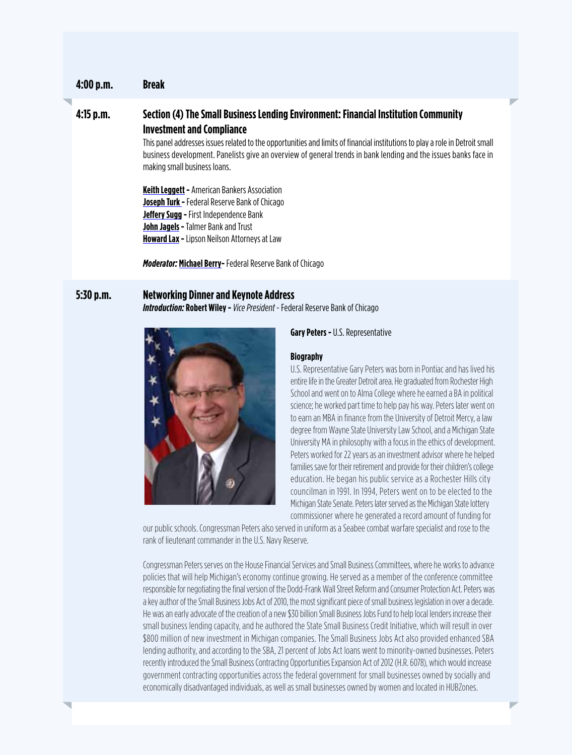**4:00 p.m.** **Break**

**4:15 p.m.** **Section (4) The Small Business Lending Environment: Financial Institution Community Investment and Compliance**

This panel addresses issues related to the opportunities and limits of financial institutions to play a role in Detroit small business development. Panelists give an overview of general trends in bank lending and the issues banks face in making small business loans.

**Keith Leggett -** American Bankers Association
**Joseph Turk -** Federal Reserve Bank of Chicago
**Jeffery Sugg -** First Independence Bank
**John Jagels -** Talmer Bank and Trust
**Howard Lax -** Lipson Neilson Attorneys at Law

***Moderator:*** **Michael Berry-** Federal Reserve Bank of Chicago

**5:30 p.m.** **Networking Dinner and Keynote Address**

***Introduction:*** **Robert Wiley -** *Vice President* - Federal Reserve Bank of Chicago

**Gary Peters -** U.S. Representative

**Biography**

U.S. Representative Gary Peters was born in Pontiac and has lived his entire life in the Greater Detroit area. He graduated from Rochester High School and went on to Alma College where he earned a BA in political science; he worked part time to help pay his way. Peters later went on to earn an MBA in finance from the University of Detroit Mercy, a law degree from Wayne State University Law School, and a Michigan State University MA in philosophy with a focus in the ethics of development. Peters worked for 22 years as an investment advisor where he helped families save for their retirement and provide for their children's college education. He began his public service as a Rochester Hills city councilman in 1991. In 1994, Peters went on to be elected to the Michigan State Senate. Peters later served as the Michigan State lottery commissioner where he generated a record amount of funding for our public schools. Congressman Peters also served in uniform as a Seabee combat warfare specialist and rose to the rank of lieutenant commander in the U.S. Navy Reserve.

Congressman Peters serves on the House Financial Services and Small Business Committees, where he works to advance policies that will help Michigan's economy continue growing. He served as a member of the conference committee responsible for negotiating the final version of the Dodd-Frank Wall Street Reform and Consumer Protection Act. Peters was a key author of the Small Business Jobs Act of 2010, the most significant piece of small business legislation in over a decade. He was an early advocate of the creation of a new $30 billion Small Business Jobs Fund to help local lenders increase their small business lending capacity, and he authored the State Small Business Credit Initiative, which will result in over $800 million of new investment in Michigan companies. The Small Business Jobs Act also provided enhanced SBA lending authority, and according to the SBA, 21 percent of Jobs Act loans went to minority-owned businesses. Peters recently introduced the Small Business Contracting Opportunities Expansion Act of 2012 (H.R. 6078), which would increase government contracting opportunities across the federal government for small businesses owned by socially and economically disadvantaged individuals, as well as small businesses owned by women and located in HUBZones.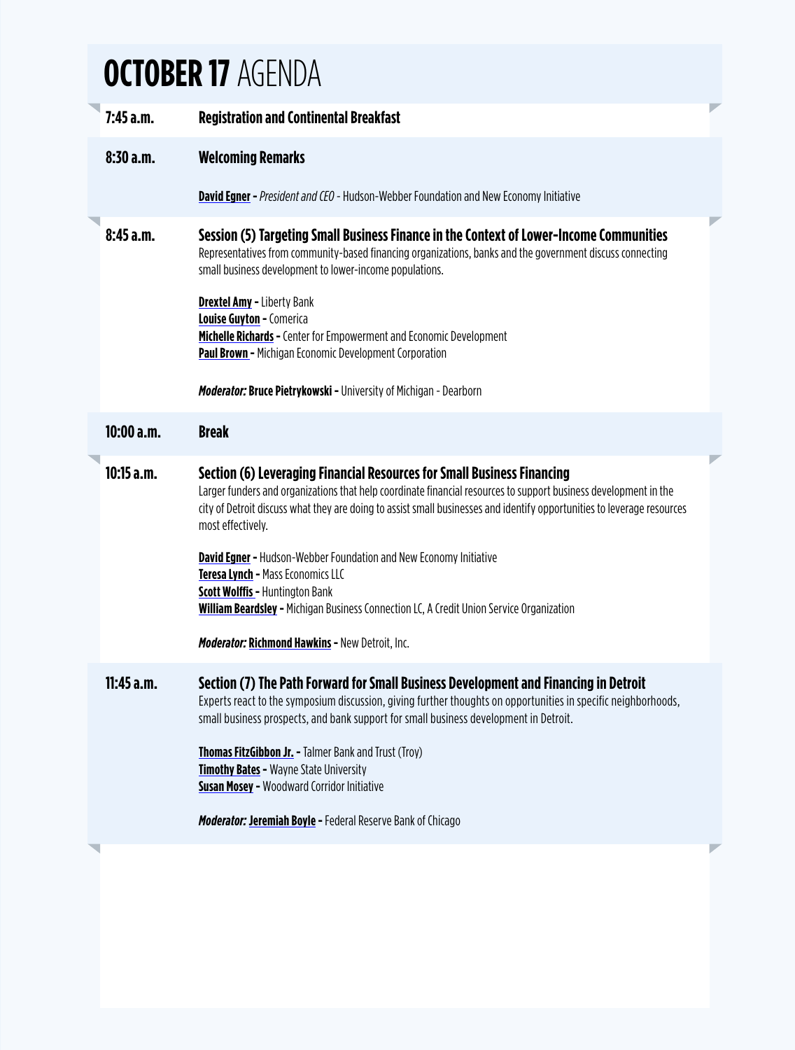# OCTOBER 17 AGENDA

**7:45 a.m.** **Registration and Continental Breakfast**

**8:30 a.m.** **Welcoming Remarks**

**David Egner** - *President and CEO* - Hudson-Webber Foundation and New Economy Initiative

**8:45 a.m.** **Session (5) Targeting Small Business Finance in the Context of Lower-Income Communities**

Representatives from community-based financing organizations, banks and the government discuss connecting small business development to lower-income populations.

**Drextel Amy** - Liberty Bank
**Louise Guyton** - Comerica
**Michelle Richards** - Center for Empowerment and Economic Development
**Paul Brown** - Michigan Economic Development Corporation

***Moderator:*** **Bruce Pietrykowski** - University of Michigan - Dearborn

**10:00 a.m.** **Break**

**10:15 a.m.** **Section (6) Leveraging Financial Resources for Small Business Financing**

Larger funders and organizations that help coordinate financial resources to support business development in the city of Detroit discuss what they are doing to assist small businesses and identify opportunities to leverage resources most effectively.

**David Egner** - Hudson-Webber Foundation and New Economy Initiative
**Teresa Lynch** - Mass Economics LLC
**Scott Wolffis** - Huntington Bank
**William Beardsley** - Michigan Business Connection LC, A Credit Union Service Organization

***Moderator:*** **Richmond Hawkins** - New Detroit, Inc.

**11:45 a.m.** **Section (7) The Path Forward for Small Business Development and Financing in Detroit**

Experts react to the symposium discussion, giving further thoughts on opportunities in specific neighborhoods, small business prospects, and bank support for small business development in Detroit.

**Thomas FitzGibbon Jr.** - Talmer Bank and Trust (Troy)
**Timothy Bates** - Wayne State University
**Susan Mosey** - Woodward Corridor Initiative

***Moderator:*** **Jeremiah Boyle** - Federal Reserve Bank of Chicago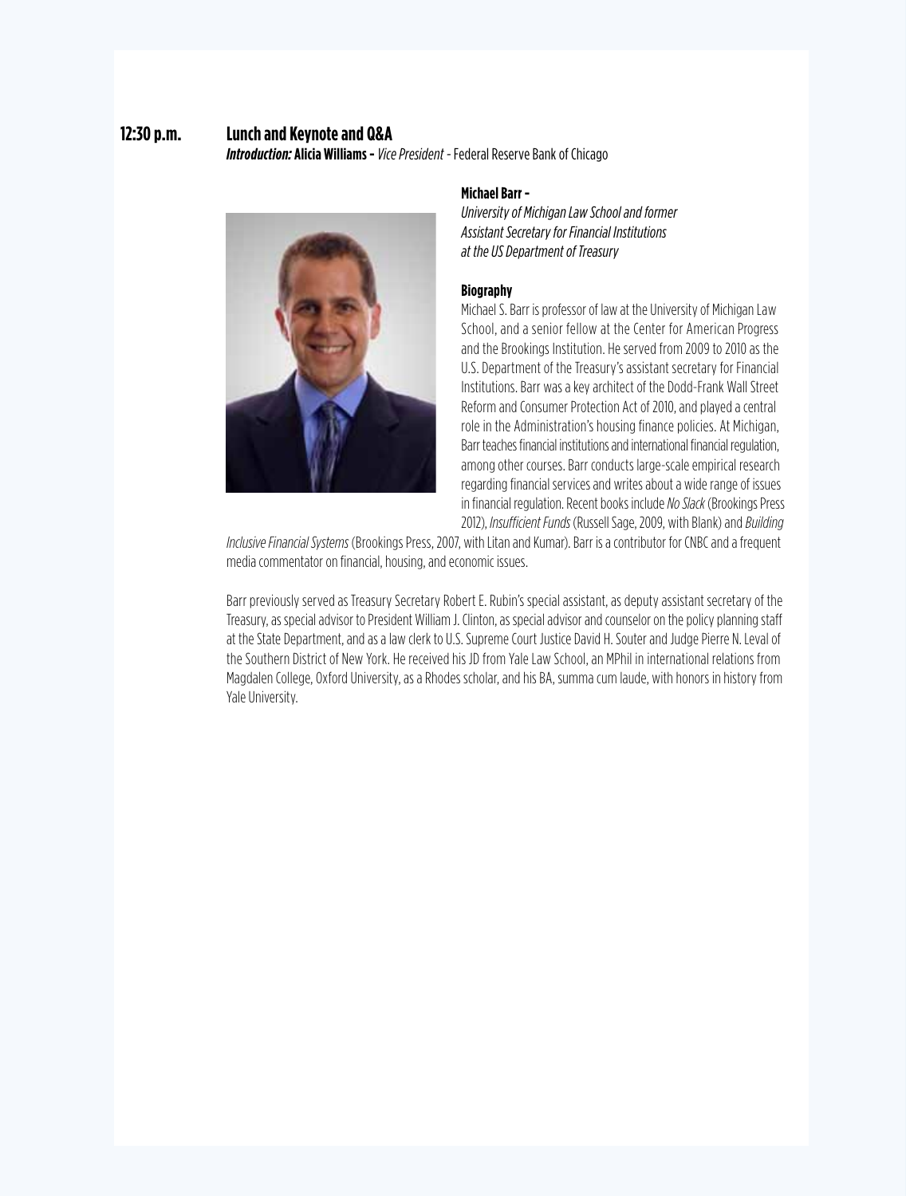**12:30 p.m.** **Lunch and Keynote and Q&A**

***Introduction:*** **Alicia Williams –** *Vice President* - Federal Reserve Bank of Chicago

**Michael Barr –**
*University of Michigan Law School and former Assistant Secretary for Financial Institutions at the US Department of Treasury*

**Biography**

Michael S. Barr is professor of law at the University of Michigan Law School, and a senior fellow at the Center for American Progress and the Brookings Institution. He served from 2009 to 2010 as the U.S. Department of the Treasury's assistant secretary for Financial Institutions. Barr was a key architect of the Dodd-Frank Wall Street Reform and Consumer Protection Act of 2010, and played a central role in the Administration's housing finance policies. At Michigan, Barr teaches financial institutions and international financial regulation, among other courses. Barr conducts large-scale empirical research regarding financial services and writes about a wide range of issues in financial regulation. Recent books include *No Slack* (Brookings Press 2012), *Insufficient Funds* (Russell Sage, 2009, with Blank) and *Building Inclusive Financial Systems* (Brookings Press, 2007, with Litan and Kumar). Barr is a contributor for CNBC and a frequent media commentator on financial, housing, and economic issues.

Barr previously served as Treasury Secretary Robert E. Rubin's special assistant, as deputy assistant secretary of the Treasury, as special advisor to President William J. Clinton, as special advisor and counselor on the policy planning staff at the State Department, and as a law clerk to U.S. Supreme Court Justice David H. Souter and Judge Pierre N. Leval of the Southern District of New York. He received his JD from Yale Law School, an MPhil in international relations from Magdalen College, Oxford University, as a Rhodes scholar, and his BA, summa cum laude, with honors in history from Yale University.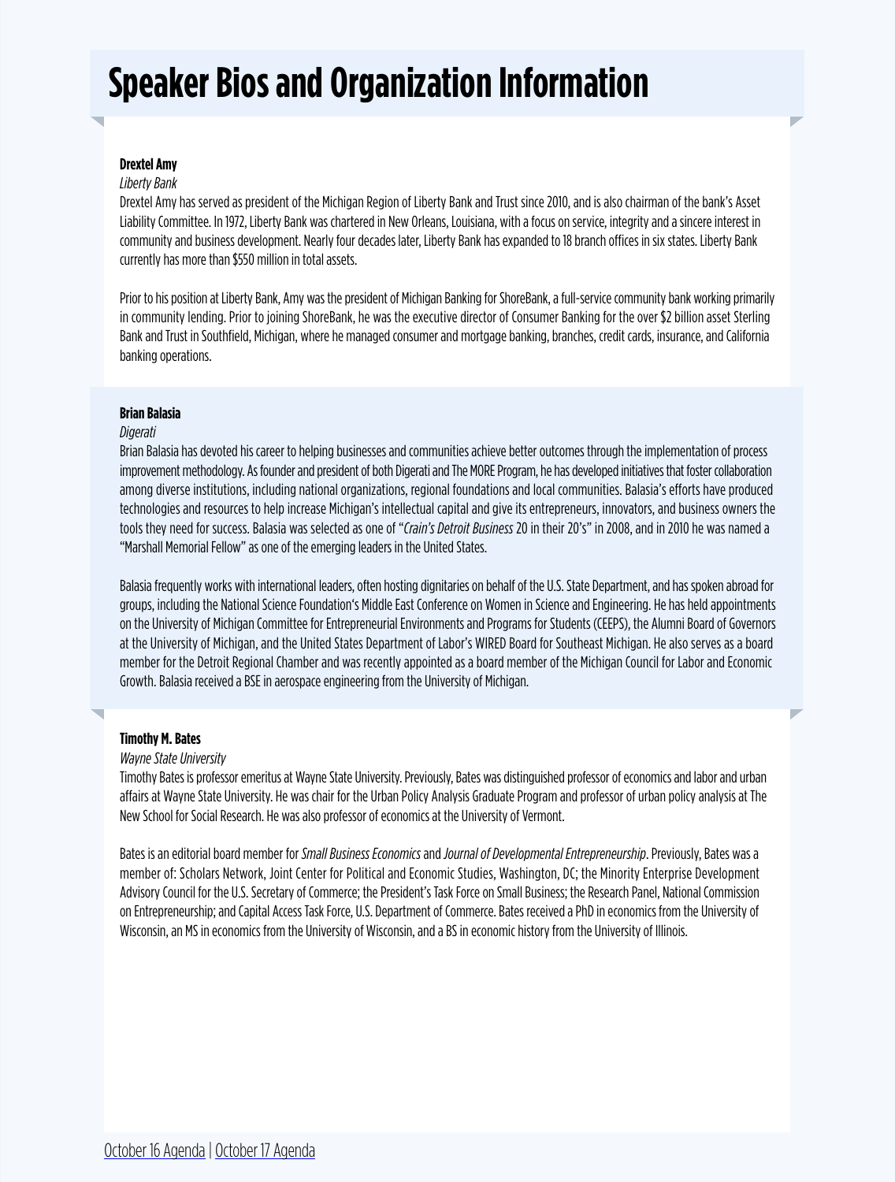# Speaker Bios and Organization Information

**Drextel Amy**

*Liberty Bank*

Drextel Amy has served as president of the Michigan Region of Liberty Bank and Trust since 2010, and is also chairman of the bank's Asset Liability Committee. In 1972, Liberty Bank was chartered in New Orleans, Louisiana, with a focus on service, integrity and a sincere interest in community and business development. Nearly four decades later, Liberty Bank has expanded to 18 branch offices in six states. Liberty Bank currently has more than $550 million in total assets.

Prior to his position at Liberty Bank, Amy was the president of Michigan Banking for ShoreBank, a full-service community bank working primarily in community lending. Prior to joining ShoreBank, he was the executive director of Consumer Banking for the over $2 billion asset Sterling Bank and Trust in Southfield, Michigan, where he managed consumer and mortgage banking, branches, credit cards, insurance, and California banking operations.

**Brian Balasia**

*Digerati*

Brian Balasia has devoted his career to helping businesses and communities achieve better outcomes through the implementation of process improvement methodology. As founder and president of both Digerati and The MORE Program, he has developed initiatives that foster collaboration among diverse institutions, including national organizations, regional foundations and local communities. Balasia's efforts have produced technologies and resources to help increase Michigan's intellectual capital and give its entrepreneurs, innovators, and business owners the tools they need for success. Balasia was selected as one of "*Crain's Detroit Business* 20 in their 20's" in 2008, and in 2010 he was named a "Marshall Memorial Fellow" as one of the emerging leaders in the United States.

Balasia frequently works with international leaders, often hosting dignitaries on behalf of the U.S. State Department, and has spoken abroad for groups, including the National Science Foundation's Middle East Conference on Women in Science and Engineering. He has held appointments on the University of Michigan Committee for Entrepreneurial Environments and Programs for Students (CEEPS), the Alumni Board of Governors at the University of Michigan, and the United States Department of Labor's WIRED Board for Southeast Michigan. He also serves as a board member for the Detroit Regional Chamber and was recently appointed as a board member of the Michigan Council for Labor and Economic Growth. Balasia received a BSE in aerospace engineering from the University of Michigan.

**Timothy M. Bates**

*Wayne State University*

Timothy Bates is professor emeritus at Wayne State University. Previously, Bates was distinguished professor of economics and labor and urban affairs at Wayne State University. He was chair for the Urban Policy Analysis Graduate Program and professor of urban policy analysis at The New School for Social Research. He was also professor of economics at the University of Vermont.

Bates is an editorial board member for *Small Business Economics* and *Journal of Developmental Entrepreneurship*. Previously, Bates was a member of: Scholars Network, Joint Center for Political and Economic Studies, Washington, DC; the Minority Enterprise Development Advisory Council for the U.S. Secretary of Commerce; the President's Task Force on Small Business; the Research Panel, National Commission on Entrepreneurship; and Capital Access Task Force, U.S. Department of Commerce. Bates received a PhD in economics from the University of Wisconsin, an MS in economics from the University of Wisconsin, and a BS in economic history from the University of Illinois.

October 16 Agenda | October 17 Agenda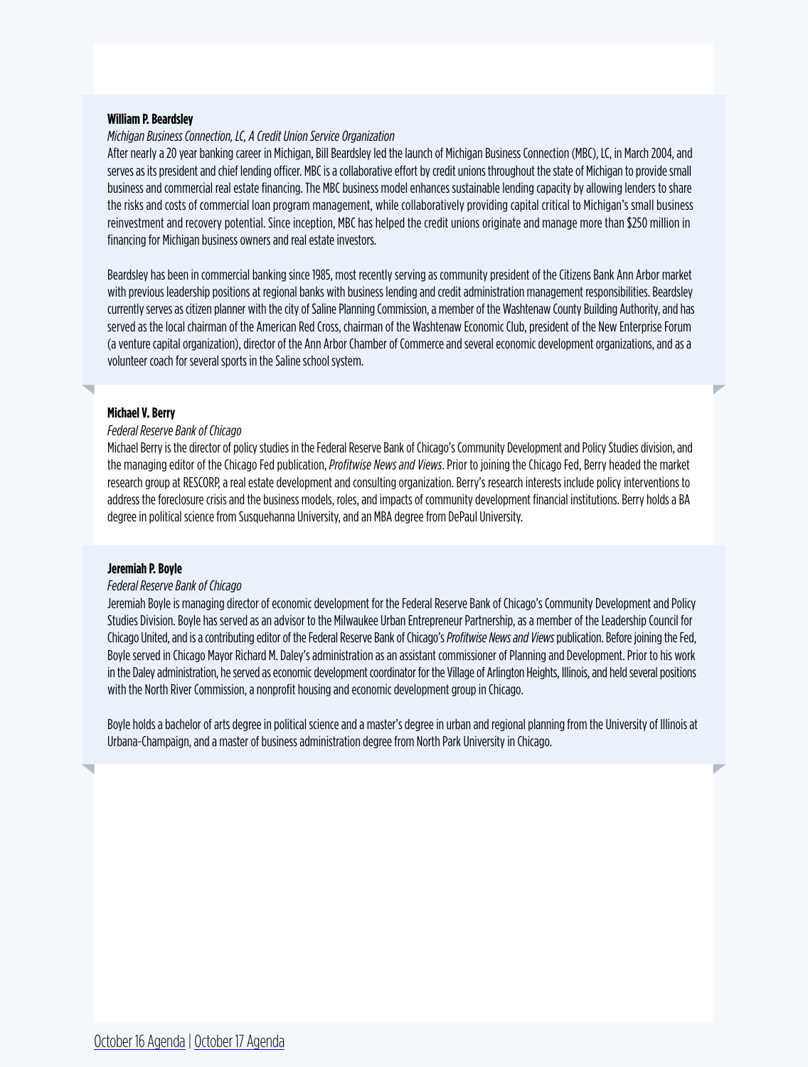**William P. Beardsley**

*Michigan Business Connection, LC, A Credit Union Service Organization*

After nearly a 20 year banking career in Michigan, Bill Beardsley led the launch of Michigan Business Connection (MBC), LC, in March 2004, and serves as its president and chief lending officer. MBC is a collaborative effort by credit unions throughout the state of Michigan to provide small business and commercial real estate financing. The MBC business model enhances sustainable lending capacity by allowing lenders to share the risks and costs of commercial loan program management, while collaboratively providing capital critical to Michigan's small business reinvestment and recovery potential. Since inception, MBC has helped the credit unions originate and manage more than $250 million in financing for Michigan business owners and real estate investors.

Beardsley has been in commercial banking since 1985, most recently serving as community president of the Citizens Bank Ann Arbor market with previous leadership positions at regional banks with business lending and credit administration management responsibilities. Beardsley currently serves as citizen planner with the city of Saline Planning Commission, a member of the Washtenaw County Building Authority, and has served as the local chairman of the American Red Cross, chairman of the Washtenaw Economic Club, president of the New Enterprise Forum (a venture capital organization), director of the Ann Arbor Chamber of Commerce and several economic development organizations, and as a volunteer coach for several sports in the Saline school system.

**Michael V. Berry**

*Federal Reserve Bank of Chicago*

Michael Berry is the director of policy studies in the Federal Reserve Bank of Chicago's Community Development and Policy Studies division, and the managing editor of the Chicago Fed publication, *Profitwise News and Views*. Prior to joining the Chicago Fed, Berry headed the market research group at RESCORP, a real estate development and consulting organization. Berry's research interests include policy interventions to address the foreclosure crisis and the business models, roles, and impacts of community development financial institutions. Berry holds a BA degree in political science from Susquehanna University, and an MBA degree from DePaul University.

**Jeremiah P. Boyle**

*Federal Reserve Bank of Chicago*

Jeremiah Boyle is managing director of economic development for the Federal Reserve Bank of Chicago's Community Development and Policy Studies Division. Boyle has served as an advisor to the Milwaukee Urban Entrepreneur Partnership, as a member of the Leadership Council for Chicago United, and is a contributing editor of the Federal Reserve Bank of Chicago's *Profitwise News and Views* publication. Before joining the Fed, Boyle served in Chicago Mayor Richard M. Daley's administration as an assistant commissioner of Planning and Development. Prior to his work in the Daley administration, he served as economic development coordinator for the Village of Arlington Heights, Illinois, and held several positions with the North River Commission, a nonprofit housing and economic development group in Chicago.

Boyle holds a bachelor of arts degree in political science and a master's degree in urban and regional planning from the University of Illinois at Urbana-Champaign, and a master of business administration degree from North Park University in Chicago.

October 16 Agenda | October 17 Agenda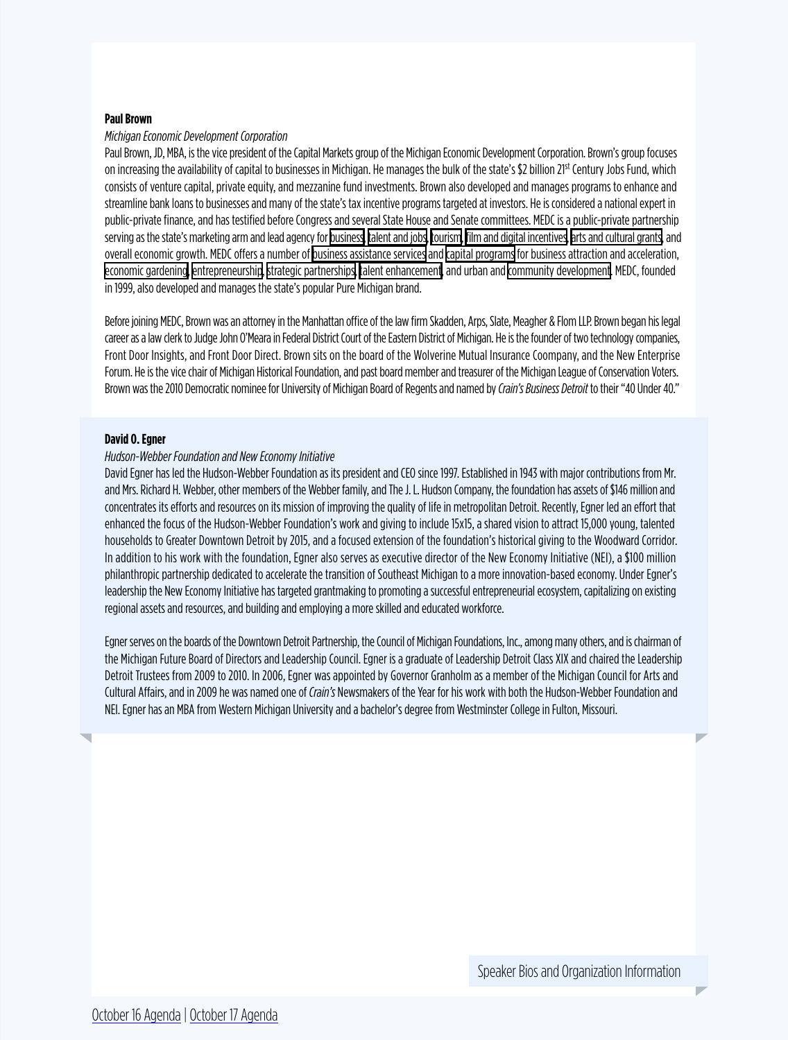**Paul Brown**

*Michigan Economic Development Corporation*

Paul Brown, JD, MBA, is the vice president of the Capital Markets group of the Michigan Economic Development Corporation. Brown's group focuses on increasing the availability of capital to businesses in Michigan. He manages the bulk of the state's $2 billion 21st Century Jobs Fund, which consists of venture capital, private equity, and mezzanine fund investments. Brown also developed and manages programs to enhance and streamline bank loans to businesses and many of the state's tax incentive programs targeted at investors. He is considered a national expert in public-private finance, and has testified before Congress and several State House and Senate committees. MEDC is a public-private partnership serving as the state's marketing arm and lead agency for business, talent and jobs, tourism, film and digital incentives, arts and cultural grants, and overall economic growth. MEDC offers a number of business assistance services and capital programs for business attraction and acceleration, economic gardening, entrepreneurship, strategic partnerships, talent enhancement, and urban and community development. MEDC, founded in 1999, also developed and manages the state's popular Pure Michigan brand.

Before joining MEDC, Brown was an attorney in the Manhattan office of the law firm Skadden, Arps, Slate, Meagher & Flom LLP. Brown began his legal career as a law clerk to Judge John O'Meara in Federal District Court of the Eastern District of Michigan. He is the founder of two technology companies, Front Door Insights, and Front Door Direct. Brown sits on the board of the Wolverine Mutual Insurance Coompany, and the New Enterprise Forum. He is the vice chair of Michigan Historical Foundation, and past board member and treasurer of the Michigan League of Conservation Voters. Brown was the 2010 Democratic nominee for University of Michigan Board of Regents and named by *Crain's Business Detroit* to their "40 Under 40."

**David O. Egner**

*Hudson-Webber Foundation and New Economy Initiative*

David Egner has led the Hudson-Webber Foundation as its president and CEO since 1997. Established in 1943 with major contributions from Mr. and Mrs. Richard H. Webber, other members of the Webber family, and The J. L. Hudson Company, the foundation has assets of $146 million and concentrates its efforts and resources on its mission of improving the quality of life in metropolitan Detroit. Recently, Egner led an effort that enhanced the focus of the Hudson-Webber Foundation's work and giving to include 15x15, a shared vision to attract 15,000 young, talented households to Greater Downtown Detroit by 2015, and a focused extension of the foundation's historical giving to the Woodward Corridor. In addition to his work with the foundation, Egner also serves as executive director of the New Economy Initiative (NEI), a $100 million philanthropic partnership dedicated to accelerate the transition of Southeast Michigan to a more innovation-based economy. Under Egner's leadership the New Economy Initiative has targeted grantmaking to promoting a successful entrepreneurial ecosystem, capitalizing on existing regional assets and resources, and building and employing a more skilled and educated workforce.

Egner serves on the boards of the Downtown Detroit Partnership, the Council of Michigan Foundations, Inc., among many others, and is chairman of the Michigan Future Board of Directors and Leadership Council. Egner is a graduate of Leadership Detroit Class XIX and chaired the Leadership Detroit Trustees from 2009 to 2010. In 2006, Egner was appointed by Governor Granholm as a member of the Michigan Council for Arts and Cultural Affairs, and in 2009 he was named one of *Crain's* Newsmakers of the Year for his work with both the Hudson-Webber Foundation and NEI. Egner has an MBA from Western Michigan University and a bachelor's degree from Westminster College in Fulton, Missouri.

Speaker Bios and Organization Information

October 16 Agenda | October 17 Agenda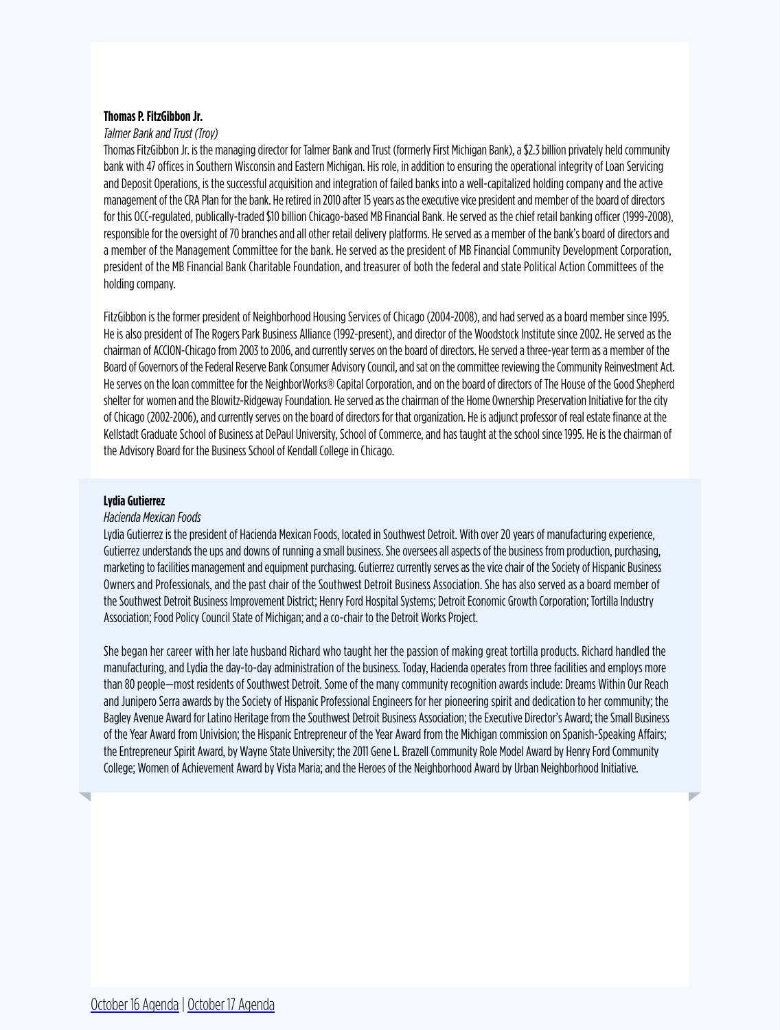**Thomas P. FitzGibbon Jr.**

*Talmer Bank and Trust (Troy)*

Thomas FitzGibbon Jr. is the managing director for Talmer Bank and Trust (formerly First Michigan Bank), a $2.3 billion privately held community bank with 47 offices in Southern Wisconsin and Eastern Michigan. His role, in addition to ensuring the operational integrity of Loan Servicing and Deposit Operations, is the successful acquisition and integration of failed banks into a well-capitalized holding company and the active management of the CRA Plan for the bank. He retired in 2010 after 15 years as the executive vice president and member of the board of directors for this OCC-regulated, publically-traded $10 billion Chicago-based MB Financial Bank. He served as the chief retail banking officer (1999-2008), responsible for the oversight of 70 branches and all other retail delivery platforms. He served as a member of the bank's board of directors and a member of the Management Committee for the bank. He served as the president of MB Financial Community Development Corporation, president of the MB Financial Bank Charitable Foundation, and treasurer of both the federal and state Political Action Committees of the holding company.

FitzGibbon is the former president of Neighborhood Housing Services of Chicago (2004-2008), and had served as a board member since 1995. He is also president of The Rogers Park Business Alliance (1992-present), and director of the Woodstock Institute since 2002. He served as the chairman of ACCION-Chicago from 2003 to 2006, and currently serves on the board of directors. He served a three-year term as a member of the Board of Governors of the Federal Reserve Bank Consumer Advisory Council, and sat on the committee reviewing the Community Reinvestment Act. He serves on the loan committee for the NeighborWorks® Capital Corporation, and on the board of directors of The House of the Good Shepherd shelter for women and the Blowitz-Ridgeway Foundation. He served as the chairman of the Home Ownership Preservation Initiative for the city of Chicago (2002-2006), and currently serves on the board of directors for that organization. He is adjunct professor of real estate finance at the Kellstadt Graduate School of Business at DePaul University, School of Commerce, and has taught at the school since 1995. He is the chairman of the Advisory Board for the Business School of Kendall College in Chicago.

**Lydia Gutierrez**

*Hacienda Mexican Foods*

Lydia Gutierrez is the president of Hacienda Mexican Foods, located in Southwest Detroit. With over 20 years of manufacturing experience, Gutierrez understands the ups and downs of running a small business. She oversees all aspects of the business from production, purchasing, marketing to facilities management and equipment purchasing. Gutierrez currently serves as the vice chair of the Society of Hispanic Business Owners and Professionals, and the past chair of the Southwest Detroit Business Association. She has also served as a board member of the Southwest Detroit Business Improvement District; Henry Ford Hospital Systems; Detroit Economic Growth Corporation; Tortilla Industry Association; Food Policy Council State of Michigan; and a co-chair to the Detroit Works Project.

She began her career with her late husband Richard who taught her the passion of making great tortilla products. Richard handled the manufacturing, and Lydia the day-to-day administration of the business. Today, Hacienda operates from three facilities and employs more than 80 people—most residents of Southwest Detroit. Some of the many community recognition awards include: Dreams Within Our Reach and Junipero Serra awards by the Society of Hispanic Professional Engineers for her pioneering spirit and dedication to her community; the Bagley Avenue Award for Latino Heritage from the Southwest Detroit Business Association; the Executive Director's Award; the Small Business of the Year Award from Univision; the Hispanic Entrepreneur of the Year Award from the Michigan commission on Spanish-Speaking Affairs; the Entrepreneur Spirit Award, by Wayne State University; the 2011 Gene L. Brazell Community Role Model Award by Henry Ford Community College; Women of Achievement Award by Vista Maria; and the Heroes of the Neighborhood Award by Urban Neighborhood Initiative.

October 16 Agenda | October 17 Agenda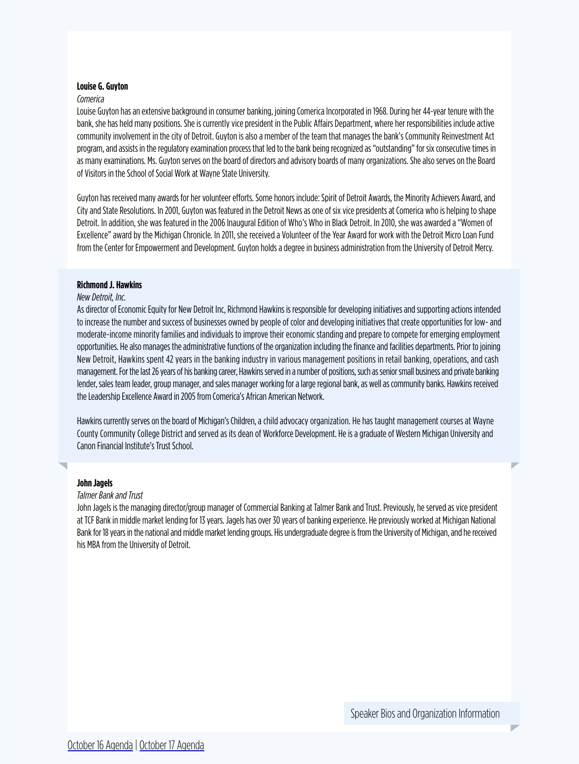**Louise G. Guyton**

*Comerica*

Louise Guyton has an extensive background in consumer banking, joining Comerica Incorporated in 1968. During her 44-year tenure with the bank, she has held many positions. She is currently vice president in the Public Affairs Department, where her responsibilities include active community involvement in the city of Detroit. Guyton is also a member of the team that manages the bank's Community Reinvestment Act program, and assists in the regulatory examination process that led to the bank being recognized as "outstanding" for six consecutive times in as many examinations. Ms. Guyton serves on the board of directors and advisory boards of many organizations. She also serves on the Board of Visitors in the School of Social Work at Wayne State University.

Guyton has received many awards for her volunteer efforts. Some honors include: Spirit of Detroit Awards, the Minority Achievers Award, and City and State Resolutions. In 2001, Guyton was featured in the Detroit News as one of six vice presidents at Comerica who is helping to shape Detroit. In addition, she was featured in the 2006 Inaugural Edition of Who's Who in Black Detroit. In 2010, she was awarded a "Women of Excellence" award by the Michigan Chronicle. In 2011, she received a Volunteer of the Year Award for work with the Detroit Micro Loan Fund from the Center for Empowerment and Development. Guyton holds a degree in business administration from the University of Detroit Mercy.

**Richmond J. Hawkins**

*New Detroit, Inc.*

As director of Economic Equity for New Detroit Inc, Richmond Hawkins is responsible for developing initiatives and supporting actions intended to increase the number and success of businesses owned by people of color and developing initiatives that create opportunities for low- and moderate-income minority families and individuals to improve their economic standing and prepare to compete for emerging employment opportunities. He also manages the administrative functions of the organization including the finance and facilities departments. Prior to joining New Detroit, Hawkins spent 42 years in the banking industry in various management positions in retail banking, operations, and cash management. For the last 26 years of his banking career, Hawkins served in a number of positions, such as senior small business and private banking lender, sales team leader, group manager, and sales manager working for a large regional bank, as well as community banks. Hawkins received the Leadership Excellence Award in 2005 from Comerica's African American Network.

Hawkins currently serves on the board of Michigan's Children, a child advocacy organization. He has taught management courses at Wayne County Community College District and served as its dean of Workforce Development. He is a graduate of Western Michigan University and Canon Financial Institute's Trust School.

**John Jagels**

*Talmer Bank and Trust*

John Jagels is the managing director/group manager of Commercial Banking at Talmer Bank and Trust. Previously, he served as vice president at TCF Bank in middle market lending for 13 years. Jagels has over 30 years of banking experience. He previously worked at Michigan National Bank for 18 years in the national and middle market lending groups. His undergraduate degree is from the University of Michigan, and he received his MBA from the University of Detroit.

Speaker Bios and Organization Information

October 16 Agenda | October 17 Agenda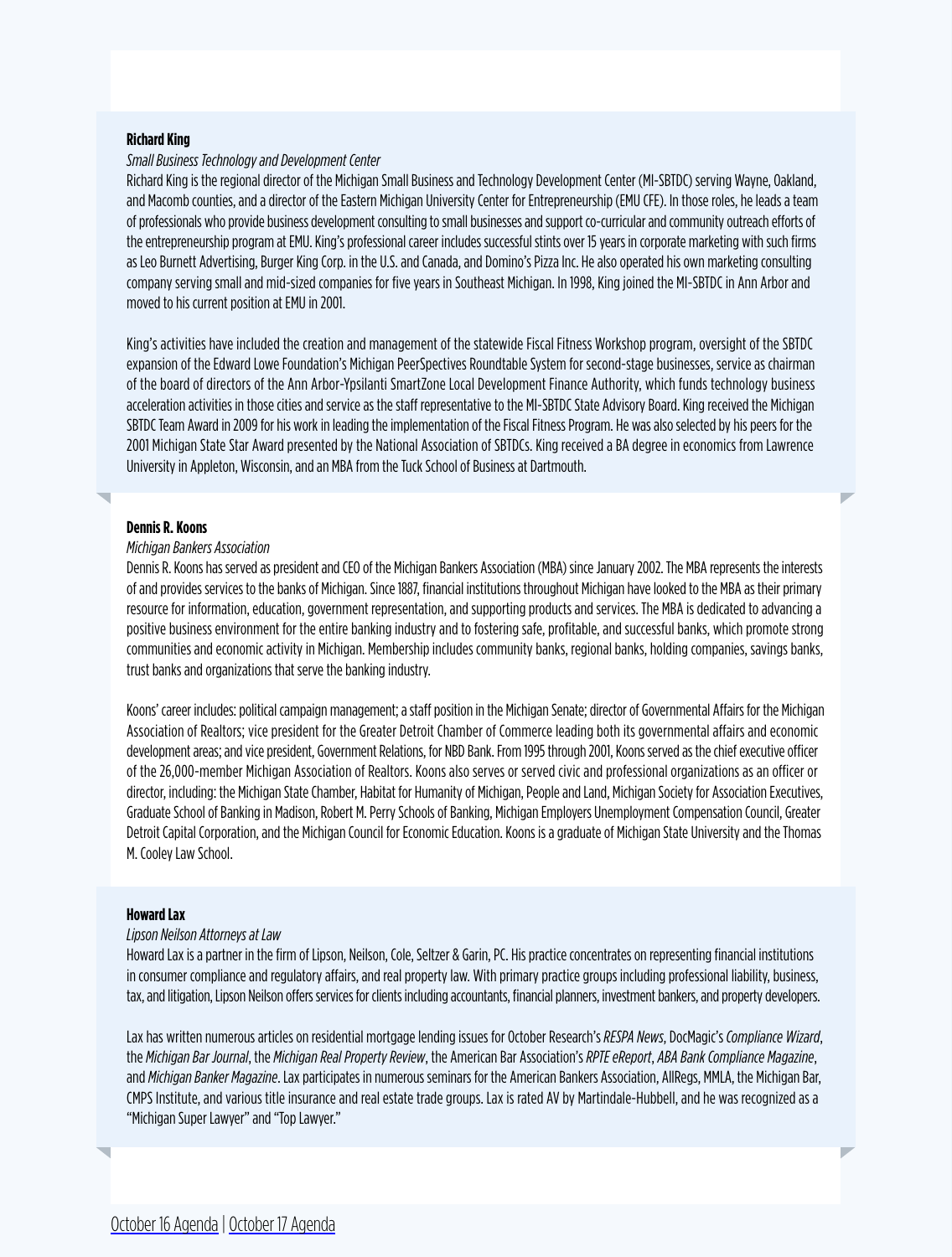**Richard King**

*Small Business Technology and Development Center*

Richard King is the regional director of the Michigan Small Business and Technology Development Center (MI-SBTDC) serving Wayne, Oakland, and Macomb counties, and a director of the Eastern Michigan University Center for Entrepreneurship (EMU CFE). In those roles, he leads a team of professionals who provide business development consulting to small businesses and support co-curricular and community outreach efforts of the entrepreneurship program at EMU. King's professional career includes successful stints over 15 years in corporate marketing with such firms as Leo Burnett Advertising, Burger King Corp. in the U.S. and Canada, and Domino's Pizza Inc. He also operated his own marketing consulting company serving small and mid-sized companies for five years in Southeast Michigan. In 1998, King joined the MI-SBTDC in Ann Arbor and moved to his current position at EMU in 2001.

King's activities have included the creation and management of the statewide Fiscal Fitness Workshop program, oversight of the SBTDC expansion of the Edward Lowe Foundation's Michigan PeerSpectives Roundtable System for second-stage businesses, service as chairman of the board of directors of the Ann Arbor-Ypsilanti SmartZone Local Development Finance Authority, which funds technology business acceleration activities in those cities and service as the staff representative to the MI-SBTDC State Advisory Board. King received the Michigan SBTDC Team Award in 2009 for his work in leading the implementation of the Fiscal Fitness Program. He was also selected by his peers for the 2001 Michigan State Star Award presented by the National Association of SBTDCs. King received a BA degree in economics from Lawrence University in Appleton, Wisconsin, and an MBA from the Tuck School of Business at Dartmouth.

**Dennis R. Koons**

*Michigan Bankers Association*

Dennis R. Koons has served as president and CEO of the Michigan Bankers Association (MBA) since January 2002. The MBA represents the interests of and provides services to the banks of Michigan. Since 1887, financial institutions throughout Michigan have looked to the MBA as their primary resource for information, education, government representation, and supporting products and services. The MBA is dedicated to advancing a positive business environment for the entire banking industry and to fostering safe, profitable, and successful banks, which promote strong communities and economic activity in Michigan. Membership includes community banks, regional banks, holding companies, savings banks, trust banks and organizations that serve the banking industry.

Koons' career includes: political campaign management; a staff position in the Michigan Senate; director of Governmental Affairs for the Michigan Association of Realtors; vice president for the Greater Detroit Chamber of Commerce leading both its governmental affairs and economic development areas; and vice president, Government Relations, for NBD Bank. From 1995 through 2001, Koons served as the chief executive officer of the 26,000-member Michigan Association of Realtors. Koons also serves or served civic and professional organizations as an officer or director, including: the Michigan State Chamber, Habitat for Humanity of Michigan, People and Land, Michigan Society for Association Executives, Graduate School of Banking in Madison, Robert M. Perry Schools of Banking, Michigan Employers Unemployment Compensation Council, Greater Detroit Capital Corporation, and the Michigan Council for Economic Education. Koons is a graduate of Michigan State University and the Thomas M. Cooley Law School.

**Howard Lax**

*Lipson Neilson Attorneys at Law*

Howard Lax is a partner in the firm of Lipson, Neilson, Cole, Seltzer & Garin, PC. His practice concentrates on representing financial institutions in consumer compliance and regulatory affairs, and real property law. With primary practice groups including professional liability, business, tax, and litigation, Lipson Neilson offers services for clients including accountants, financial planners, investment bankers, and property developers.

Lax has written numerous articles on residential mortgage lending issues for October Research's *RESPA News*, DocMagic's *Compliance Wizard*, the *Michigan Bar Journal*, the *Michigan Real Property Review*, the American Bar Association's *RPTE eReport*, *ABA Bank Compliance Magazine*, and *Michigan Banker Magazine*. Lax participates in numerous seminars for the American Bankers Association, AllRegs, MMLA, the Michigan Bar, CMPS Institute, and various title insurance and real estate trade groups. Lax is rated AV by Martindale-Hubbell, and he was recognized as a "Michigan Super Lawyer" and "Top Lawyer."

October 16 Agenda | October 17 Agenda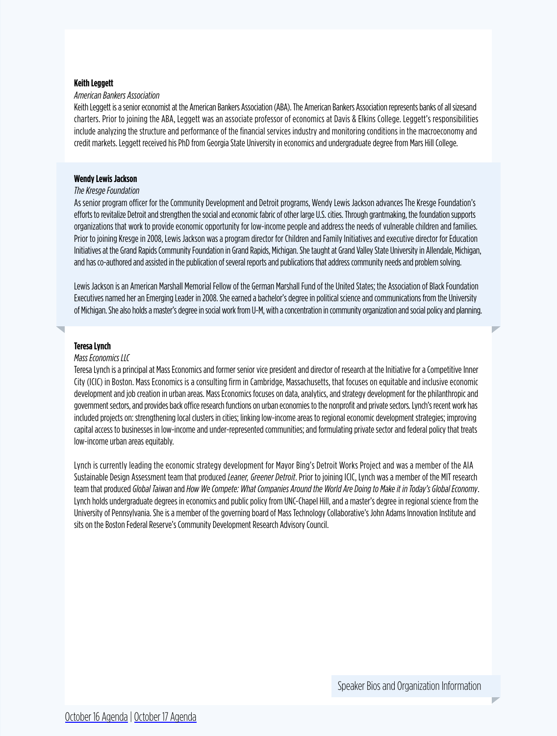**Keith Leggett**

*American Bankers Association*

Keith Leggett is a senior economist at the American Bankers Association (ABA). The American Bankers Association represents banks of all sizesand charters. Prior to joining the ABA, Leggett was an associate professor of economics at Davis & Elkins College. Leggett's responsibilities include analyzing the structure and performance of the financial services industry and monitoring conditions in the macroeconomy and credit markets. Leggett received his PhD from Georgia State University in economics and undergraduate degree from Mars Hill College.

**Wendy Lewis Jackson**

*The Kresge Foundation*

As senior program officer for the Community Development and Detroit programs, Wendy Lewis Jackson advances The Kresge Foundation's efforts to revitalize Detroit and strengthen the social and economic fabric of other large U.S. cities. Through grantmaking, the foundation supports organizations that work to provide economic opportunity for low-income people and address the needs of vulnerable children and families. Prior to joining Kresge in 2008, Lewis Jackson was a program director for Children and Family Initiatives and executive director for Education Initiatives at the Grand Rapids Community Foundation in Grand Rapids, Michigan. She taught at Grand Valley State University in Allendale, Michigan, and has co-authored and assisted in the publication of several reports and publications that address community needs and problem solving.

Lewis Jackson is an American Marshall Memorial Fellow of the German Marshall Fund of the United States; the Association of Black Foundation Executives named her an Emerging Leader in 2008. She earned a bachelor's degree in political science and communications from the University of Michigan. She also holds a master's degree in social work from U-M, with a concentration in community organization and social policy and planning.

**Teresa Lynch**

*Mass Economics LLC*

Teresa Lynch is a principal at Mass Economics and former senior vice president and director of research at the Initiative for a Competitive Inner City (ICIC) in Boston. Mass Economics is a consulting firm in Cambridge, Massachusetts, that focuses on equitable and inclusive economic development and job creation in urban areas. Mass Economics focuses on data, analytics, and strategy development for the philanthropic and government sectors, and provides back office research functions on urban economies to the nonprofit and private sectors. Lynch's recent work has included projects on: strengthening local clusters in cities; linking low-income areas to regional economic development strategies; improving capital access to businesses in low-income and under-represented communities; and formulating private sector and federal policy that treats low-income urban areas equitably.

Lynch is currently leading the economic strategy development for Mayor Bing's Detroit Works Project and was a member of the AIA Sustainable Design Assessment team that produced *Leaner, Greener Detroit*. Prior to joining ICIC, Lynch was a member of the MIT research team that produced *Global Taiwan* and *How We Compete: What Companies Around the World Are Doing to Make it in Today's Global Economy*. Lynch holds undergraduate degrees in economics and public policy from UNC-Chapel Hill, and a master's degree in regional science from the University of Pennsylvania. She is a member of the governing board of Mass Technology Collaborative's John Adams Innovation Institute and sits on the Boston Federal Reserve's Community Development Research Advisory Council.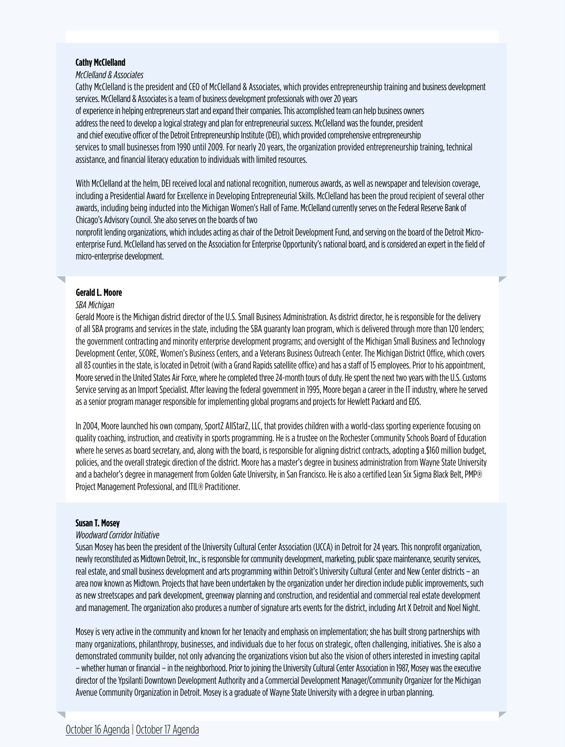**Cathy McClelland**

*McClelland & Associates*

Cathy McClelland is the president and CEO of McClelland & Associates, which provides entrepreneurship training and business development services. McClelland & Associates is a team of business development professionals with over 20 years of experience in helping entrepreneurs start and expand their companies. This accomplished team can help business owners address the need to develop a logical strategy and plan for entrepreneurial success. McClelland was the founder, president and chief executive officer of the Detroit Entrepreneurship Institute (DEI), which provided comprehensive entrepreneurship services to small businesses from 1990 until 2009. For nearly 20 years, the organization provided entrepreneurship training, technical assistance, and financial literacy education to individuals with limited resources.

With McClelland at the helm, DEI received local and national recognition, numerous awards, as well as newspaper and television coverage, including a Presidential Award for Excellence in Developing Entrepreneurial Skills. McClelland has been the proud recipient of several other awards, including being inducted into the Michigan Women's Hall of Fame. McClelland currently serves on the Federal Reserve Bank of Chicago's Advisory Council. She also serves on the boards of two nonprofit lending organizations, which includes acting as chair of the Detroit Development Fund, and serving on the board of the Detroit Micro-enterprise Fund. McClelland has served on the Association for Enterprise Opportunity's national board, and is considered an expert in the field of micro-enterprise development.

**Gerald L. Moore**

*SBA Michigan*

Gerald Moore is the Michigan district director of the U.S. Small Business Administration. As district director, he is responsible for the delivery of all SBA programs and services in the state, including the SBA guaranty loan program, which is delivered through more than 120 lenders; the government contracting and minority enterprise development programs; and oversight of the Michigan Small Business and Technology Development Center, SCORE, Women's Business Centers, and a Veterans Business Outreach Center. The Michigan District Office, which covers all 83 counties in the state, is located in Detroit (with a Grand Rapids satellite office) and has a staff of 15 employees. Prior to his appointment, Moore served in the United States Air Force, where he completed three 24-month tours of duty. He spent the next two years with the U.S. Customs Service serving as an Import Specialist. After leaving the federal government in 1995, Moore began a career in the IT industry, where he served as a senior program manager responsible for implementing global programs and projects for Hewlett Packard and EDS.

In 2004, Moore launched his own company, SportZ AllStarZ, LLC, that provides children with a world-class sporting experience focusing on quality coaching, instruction, and creativity in sports programming. He is a trustee on the Rochester Community Schools Board of Education where he serves as board secretary, and, along with the board, is responsible for aligning district contracts, adopting a $160 million budget, policies, and the overall strategic direction of the district. Moore has a master's degree in business administration from Wayne State University and a bachelor's degree in management from Golden Gate University, in San Francisco. He is also a certified Lean Six Sigma Black Belt, PMP® Project Management Professional, and ITIL® Practitioner.

**Susan T. Mosey**

*Woodward Corridor Initiative*

Susan Mosey has been the president of the University Cultural Center Association (UCCA) in Detroit for 24 years. This nonprofit organization, newly reconstituted as Midtown Detroit, Inc., is responsible for community development, marketing, public space maintenance, security services, real estate, and small business development and arts programming within Detroit's University Cultural Center and New Center districts – an area now known as Midtown. Projects that have been undertaken by the organization under her direction include public improvements, such as new streetscapes and park development, greenway planning and construction, and residential and commercial real estate development and management. The organization also produces a number of signature arts events for the district, including Art X Detroit and Noel Night.

Mosey is very active in the community and known for her tenacity and emphasis on implementation; she has built strong partnerships with many organizations, philanthropy, businesses, and individuals due to her focus on strategic, often challenging, initiatives. She is also a demonstrated community builder, not only advancing the organizations vision but also the vision of others interested in investing capital – whether human or financial – in the neighborhood. Prior to joining the University Cultural Center Association in 1987, Mosey was the executive director of the Ypsilanti Downtown Development Authority and a Commercial Development Manager/Community Organizer for the Michigan Avenue Community Organization in Detroit. Mosey is a graduate of Wayne State University with a degree in urban planning.

October 16 Agenda | October 17 Agenda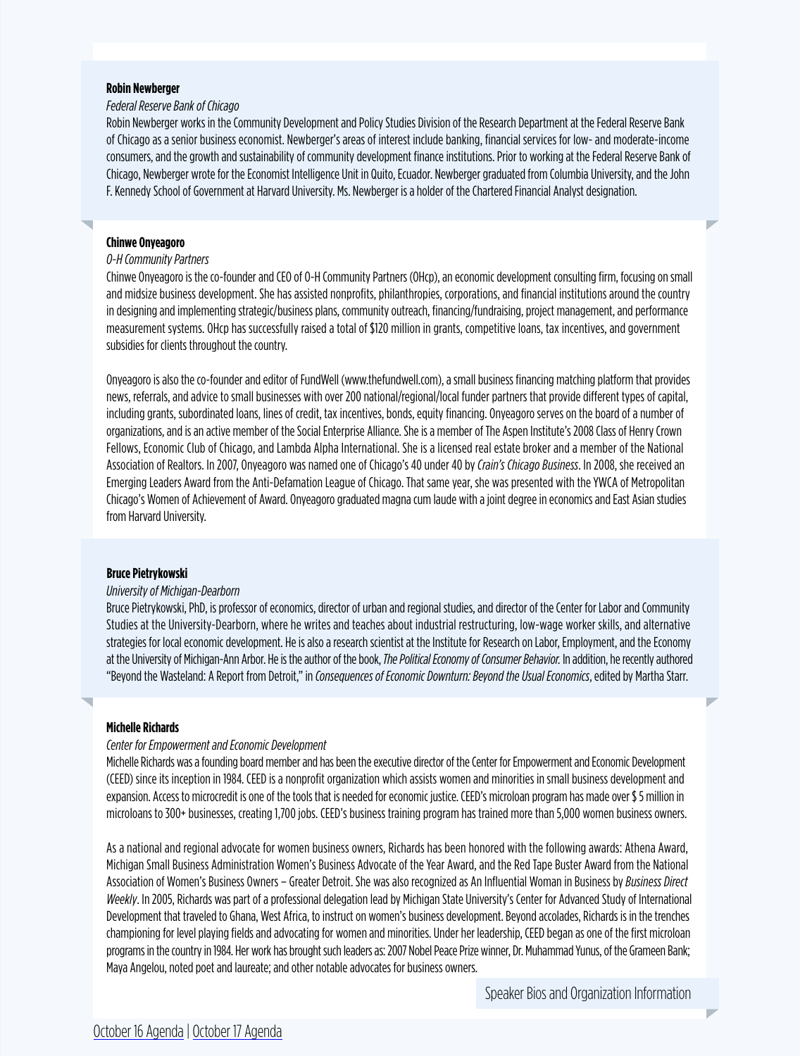**Robin Newberger**

*Federal Reserve Bank of Chicago*

Robin Newberger works in the Community Development and Policy Studies Division of the Research Department at the Federal Reserve Bank of Chicago as a senior business economist. Newberger's areas of interest include banking, financial services for low- and moderate-income consumers, and the growth and sustainability of community development finance institutions. Prior to working at the Federal Reserve Bank of Chicago, Newberger wrote for the Economist Intelligence Unit in Quito, Ecuador. Newberger graduated from Columbia University, and the John F. Kennedy School of Government at Harvard University. Ms. Newberger is a holder of the Chartered Financial Analyst designation.

**Chinwe Onyeagoro**

*O-H Community Partners*

Chinwe Onyeagoro is the co-founder and CEO of O-H Community Partners (OHcp), an economic development consulting firm, focusing on small and midsize business development. She has assisted nonprofits, philanthropies, corporations, and financial institutions around the country in designing and implementing strategic/business plans, community outreach, financing/fundraising, project management, and performance measurement systems. OHcp has successfully raised a total of $120 million in grants, competitive loans, tax incentives, and government subsidies for clients throughout the country.

Onyeagoro is also the co-founder and editor of FundWell (www.thefundwell.com), a small business financing matching platform that provides news, referrals, and advice to small businesses with over 200 national/regional/local funder partners that provide different types of capital, including grants, subordinated loans, lines of credit, tax incentives, bonds, equity financing. Onyeagoro serves on the board of a number of organizations, and is an active member of the Social Enterprise Alliance. She is a member of The Aspen Institute's 2008 Class of Henry Crown Fellows, Economic Club of Chicago, and Lambda Alpha International. She is a licensed real estate broker and a member of the National Association of Realtors. In 2007, Onyeagoro was named one of Chicago's 40 under 40 by *Crain's Chicago Business*. In 2008, she received an Emerging Leaders Award from the Anti-Defamation League of Chicago. That same year, she was presented with the YWCA of Metropolitan Chicago's Women of Achievement of Award. Onyeagoro graduated magna cum laude with a joint degree in economics and East Asian studies from Harvard University.

**Bruce Pietrykowski**

*University of Michigan-Dearborn*

Bruce Pietrykowski, PhD, is professor of economics, director of urban and regional studies, and director of the Center for Labor and Community Studies at the University-Dearborn, where he writes and teaches about industrial restructuring, low-wage worker skills, and alternative strategies for local economic development. He is also a research scientist at the Institute for Research on Labor, Employment, and the Economy at the University of Michigan-Ann Arbor. He is the author of the book, *The Political Economy of Consumer Behavior.* In addition, he recently authored "Beyond the Wasteland: A Report from Detroit," in *Consequences of Economic Downturn: Beyond the Usual Economics*, edited by Martha Starr.

**Michelle Richards**

*Center for Empowerment and Economic Development*

Michelle Richards was a founding board member and has been the executive director of the Center for Empowerment and Economic Development (CEED) since its inception in 1984. CEED is a nonprofit organization which assists women and minorities in small business development and expansion. Access to microcredit is one of the tools that is needed for economic justice. CEED's microloan program has made over $ 5 million in microloans to 300+ businesses, creating 1,700 jobs. CEED's business training program has trained more than 5,000 women business owners.

As a national and regional advocate for women business owners, Richards has been honored with the following awards: Athena Award, Michigan Small Business Administration Women's Business Advocate of the Year Award, and the Red Tape Buster Award from the National Association of Women's Business Owners – Greater Detroit. She was also recognized as An Influential Woman in Business by *Business Direct Weekly*. In 2005, Richards was part of a professional delegation lead by Michigan State University's Center for Advanced Study of International Development that traveled to Ghana, West Africa, to instruct on women's business development. Beyond accolades, Richards is in the trenches championing for level playing fields and advocating for women and minorities. Under her leadership, CEED began as one of the first microloan programs in the country in 1984. Her work has brought such leaders as: 2007 Nobel Peace Prize winner, Dr. Muhammad Yunus, of the Grameen Bank; Maya Angelou, noted poet and laureate; and other notable advocates for business owners.

Speaker Bios and Organization Information

October 16 Agenda | October 17 Agenda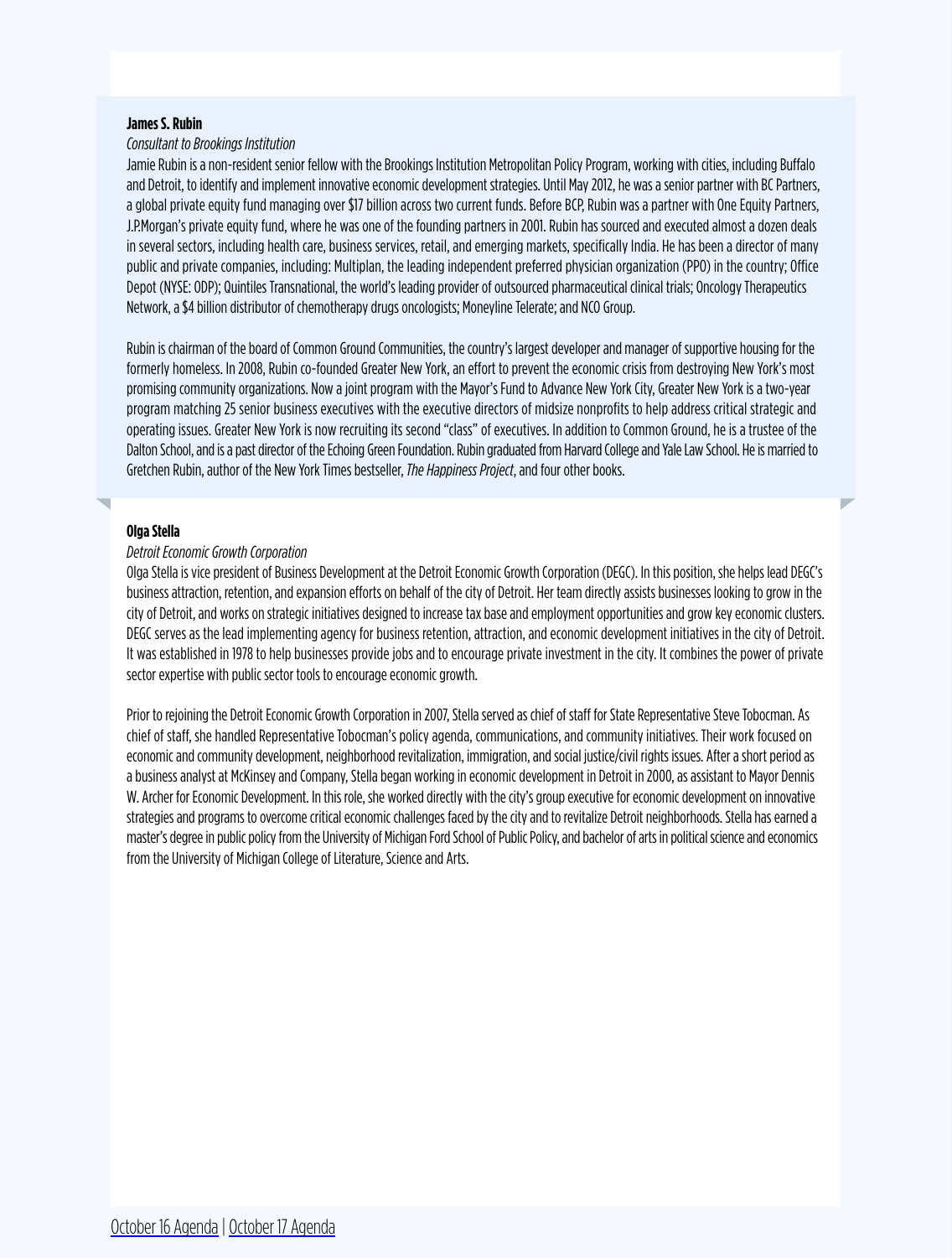**James S. Rubin**

*Consultant to Brookings Institution*

Jamie Rubin is a non-resident senior fellow with the Brookings Institution Metropolitan Policy Program, working with cities, including Buffalo and Detroit, to identify and implement innovative economic development strategies. Until May 2012, he was a senior partner with BC Partners, a global private equity fund managing over $17 billion across two current funds. Before BCP, Rubin was a partner with One Equity Partners, J.P.Morgan's private equity fund, where he was one of the founding partners in 2001. Rubin has sourced and executed almost a dozen deals in several sectors, including health care, business services, retail, and emerging markets, specifically India. He has been a director of many public and private companies, including: Multiplan, the leading independent preferred physician organization (PPO) in the country; Office Depot (NYSE: ODP); Quintiles Transnational, the world's leading provider of outsourced pharmaceutical clinical trials; Oncology Therapeutics Network, a $4 billion distributor of chemotherapy drugs oncologists; Moneyline Telerate; and NCO Group.

Rubin is chairman of the board of Common Ground Communities, the country's largest developer and manager of supportive housing for the formerly homeless. In 2008, Rubin co-founded Greater New York, an effort to prevent the economic crisis from destroying New York's most promising community organizations. Now a joint program with the Mayor's Fund to Advance New York City, Greater New York is a two-year program matching 25 senior business executives with the executive directors of midsize nonprofits to help address critical strategic and operating issues. Greater New York is now recruiting its second "class" of executives. In addition to Common Ground, he is a trustee of the Dalton School, and is a past director of the Echoing Green Foundation. Rubin graduated from Harvard College and Yale Law School. He is married to Gretchen Rubin, author of the New York Times bestseller, *The Happiness Project*, and four other books.

**Olga Stella**

*Detroit Economic Growth Corporation*

Olga Stella is vice president of Business Development at the Detroit Economic Growth Corporation (DEGC). In this position, she helps lead DEGC's business attraction, retention, and expansion efforts on behalf of the city of Detroit. Her team directly assists businesses looking to grow in the city of Detroit, and works on strategic initiatives designed to increase tax base and employment opportunities and grow key economic clusters. DEGC serves as the lead implementing agency for business retention, attraction, and economic development initiatives in the city of Detroit. It was established in 1978 to help businesses provide jobs and to encourage private investment in the city. It combines the power of private sector expertise with public sector tools to encourage economic growth.

Prior to rejoining the Detroit Economic Growth Corporation in 2007, Stella served as chief of staff for State Representative Steve Tobocman. As chief of staff, she handled Representative Tobocman's policy agenda, communications, and community initiatives. Their work focused on economic and community development, neighborhood revitalization, immigration, and social justice/civil rights issues. After a short period as a business analyst at McKinsey and Company, Stella began working in economic development in Detroit in 2000, as assistant to Mayor Dennis W. Archer for Economic Development. In this role, she worked directly with the city's group executive for economic development on innovative strategies and programs to overcome critical economic challenges faced by the city and to revitalize Detroit neighborhoods. Stella has earned a master's degree in public policy from the University of Michigan Ford School of Public Policy, and bachelor of arts in political science and economics from the University of Michigan College of Literature, Science and Arts.

October 16 Agenda | October 17 Agenda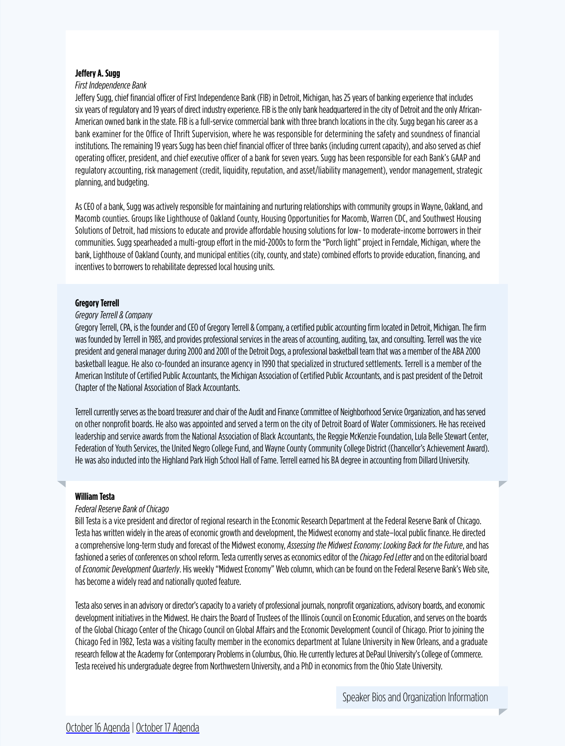**Jeffery A. Sugg**

*First Independence Bank*

Jeffery Sugg, chief financial officer of First Independence Bank (FIB) in Detroit, Michigan, has 25 years of banking experience that includes six years of regulatory and 19 years of direct industry experience. FIB is the only bank headquartered in the city of Detroit and the only African-American owned bank in the state. FIB is a full-service commercial bank with three branch locations in the city. Sugg began his career as a bank examiner for the Office of Thrift Supervision, where he was responsible for determining the safety and soundness of financial institutions. The remaining 19 years Sugg has been chief financial officer of three banks (including current capacity), and also served as chief operating officer, president, and chief executive officer of a bank for seven years. Sugg has been responsible for each Bank's GAAP and regulatory accounting, risk management (credit, liquidity, reputation, and asset/liability management), vendor management, strategic planning, and budgeting.

As CEO of a bank, Sugg was actively responsible for maintaining and nurturing relationships with community groups in Wayne, Oakland, and Macomb counties. Groups like Lighthouse of Oakland County, Housing Opportunities for Macomb, Warren CDC, and Southwest Housing Solutions of Detroit, had missions to educate and provide affordable housing solutions for low- to moderate-income borrowers in their communities. Sugg spearheaded a multi-group effort in the mid-2000s to form the "Porch light" project in Ferndale, Michigan, where the bank, Lighthouse of Oakland County, and municipal entities (city, county, and state) combined efforts to provide education, financing, and incentives to borrowers to rehabilitate depressed local housing units.

**Gregory Terrell**

*Gregory Terrell & Company*

Gregory Terrell, CPA, is the founder and CEO of Gregory Terrell & Company, a certified public accounting firm located in Detroit, Michigan. The firm was founded by Terrell in 1983, and provides professional services in the areas of accounting, auditing, tax, and consulting. Terrell was the vice president and general manager during 2000 and 2001 of the Detroit Dogs, a professional basketball team that was a member of the ABA 2000 basketball league. He also co-founded an insurance agency in 1990 that specialized in structured settlements. Terrell is a member of the American Institute of Certified Public Accountants, the Michigan Association of Certified Public Accountants, and is past president of the Detroit Chapter of the National Association of Black Accountants.

Terrell currently serves as the board treasurer and chair of the Audit and Finance Committee of Neighborhood Service Organization, and has served on other nonprofit boards. He also was appointed and served a term on the city of Detroit Board of Water Commissioners. He has received leadership and service awards from the National Association of Black Accountants, the Reggie McKenzie Foundation, Lula Belle Stewart Center, Federation of Youth Services, the United Negro College Fund, and Wayne County Community College District (Chancellor's Achievement Award). He was also inducted into the Highland Park High School Hall of Fame. Terrell earned his BA degree in accounting from Dillard University.

**William Testa**

*Federal Reserve Bank of Chicago*

Bill Testa is a vice president and director of regional research in the Economic Research Department at the Federal Reserve Bank of Chicago. Testa has written widely in the areas of economic growth and development, the Midwest economy and state–local public finance. He directed a comprehensive long-term study and forecast of the Midwest economy, *Assessing the Midwest Economy: Looking Back for the Future*, and has fashioned a series of conferences on school reform. Testa currently serves as economics editor of the *Chicago Fed Letter* and on the editorial board of *Economic Development Quarterly*. His weekly "Midwest Economy" Web column, which can be found on the Federal Reserve Bank's Web site, has become a widely read and nationally quoted feature.

Testa also serves in an advisory or director's capacity to a variety of professional journals, nonprofit organizations, advisory boards, and economic development initiatives in the Midwest. He chairs the Board of Trustees of the Illinois Council on Economic Education, and serves on the boards of the Global Chicago Center of the Chicago Council on Global Affairs and the Economic Development Council of Chicago. Prior to joining the Chicago Fed in 1982, Testa was a visiting faculty member in the economics department at Tulane University in New Orleans, and a graduate research fellow at the Academy for Contemporary Problems in Columbus, Ohio. He currently lectures at DePaul University's College of Commerce. Testa received his undergraduate degree from Northwestern University, and a PhD in economics from the Ohio State University.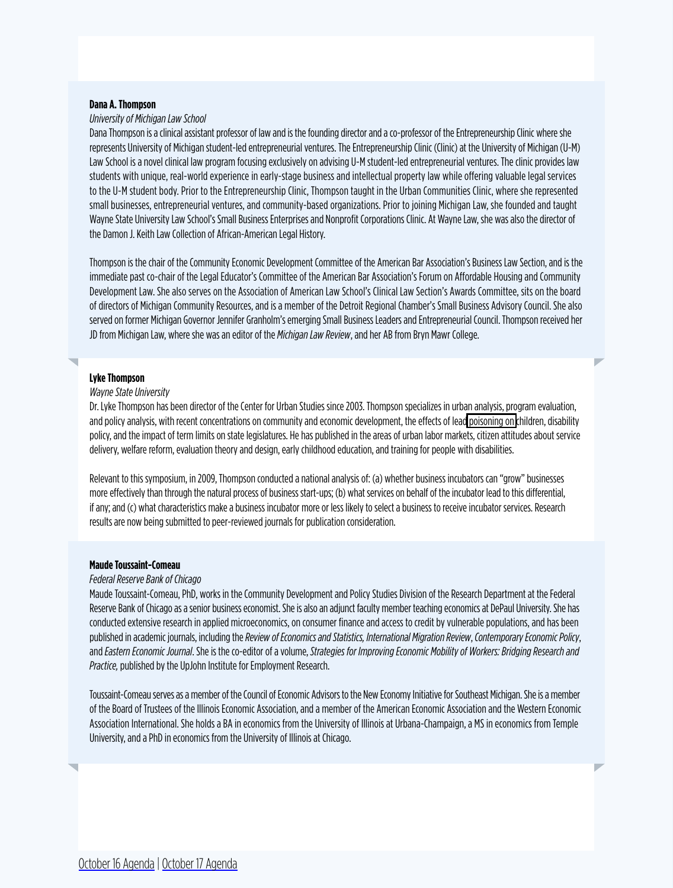**Dana A. Thompson**

*University of Michigan Law School*

Dana Thompson is a clinical assistant professor of law and is the founding director and a co-professor of the Entrepreneurship Clinic where she represents University of Michigan student-led entrepreneurial ventures. The Entrepreneurship Clinic (Clinic) at the University of Michigan (U-M) Law School is a novel clinical law program focusing exclusively on advising U-M student-led entrepreneurial ventures. The clinic provides law students with unique, real-world experience in early-stage business and intellectual property law while offering valuable legal services to the U-M student body. Prior to the Entrepreneurship Clinic, Thompson taught in the Urban Communities Clinic, where she represented small businesses, entrepreneurial ventures, and community-based organizations. Prior to joining Michigan Law, she founded and taught Wayne State University Law School's Small Business Enterprises and Nonprofit Corporations Clinic. At Wayne Law, she was also the director of the Damon J. Keith Law Collection of African-American Legal History.

Thompson is the chair of the Community Economic Development Committee of the American Bar Association's Business Law Section, and is the immediate past co-chair of the Legal Educator's Committee of the American Bar Association's Forum on Affordable Housing and Community Development Law. She also serves on the Association of American Law School's Clinical Law Section's Awards Committee, sits on the board of directors of Michigan Community Resources, and is a member of the Detroit Regional Chamber's Small Business Advisory Council. She also served on former Michigan Governor Jennifer Granholm's emerging Small Business Leaders and Entrepreneurial Council. Thompson received her JD from Michigan Law, where she was an editor of the *Michigan Law Review*, and her AB from Bryn Mawr College.

**Lyke Thompson**

*Wayne State University*

Dr. Lyke Thompson has been director of the Center for Urban Studies since 2003. Thompson specializes in urban analysis, program evaluation, and policy analysis, with recent concentrations on community and economic development, the effects of lead poisoning on children, disability policy, and the impact of term limits on state legislatures. He has published in the areas of urban labor markets, citizen attitudes about service delivery, welfare reform, evaluation theory and design, early childhood education, and training for people with disabilities.

Relevant to this symposium, in 2009, Thompson conducted a national analysis of: (a) whether business incubators can "grow" businesses more effectively than through the natural process of business start-ups; (b) what services on behalf of the incubator lead to this differential, if any; and (c) what characteristics make a business incubator more or less likely to select a business to receive incubator services. Research results are now being submitted to peer-reviewed journals for publication consideration.

**Maude Toussaint-Comeau**

*Federal Reserve Bank of Chicago*

Maude Toussaint-Comeau, PhD, works in the Community Development and Policy Studies Division of the Research Department at the Federal Reserve Bank of Chicago as a senior business economist. She is also an adjunct faculty member teaching economics at DePaul University. She has conducted extensive research in applied microeconomics, on consumer finance and access to credit by vulnerable populations, and has been published in academic journals, including the *Review of Economics and Statistics, International Migration Review*, *Contemporary Economic Policy*, and *Eastern Economic Journal*. She is the co-editor of a volume, *Strategies for Improving Economic Mobility of Workers: Bridging Research and Practice,* published by the UpJohn Institute for Employment Research.

Toussaint-Comeau serves as a member of the Council of Economic Advisors to the New Economy Initiative for Southeast Michigan. She is a member of the Board of Trustees of the Illinois Economic Association, and a member of the American Economic Association and the Western Economic Association International. She holds a BA in economics from the University of Illinois at Urbana-Champaign, a MS in economics from Temple University, and a PhD in economics from the University of Illinois at Chicago.

October 16 Agenda | October 17 Agenda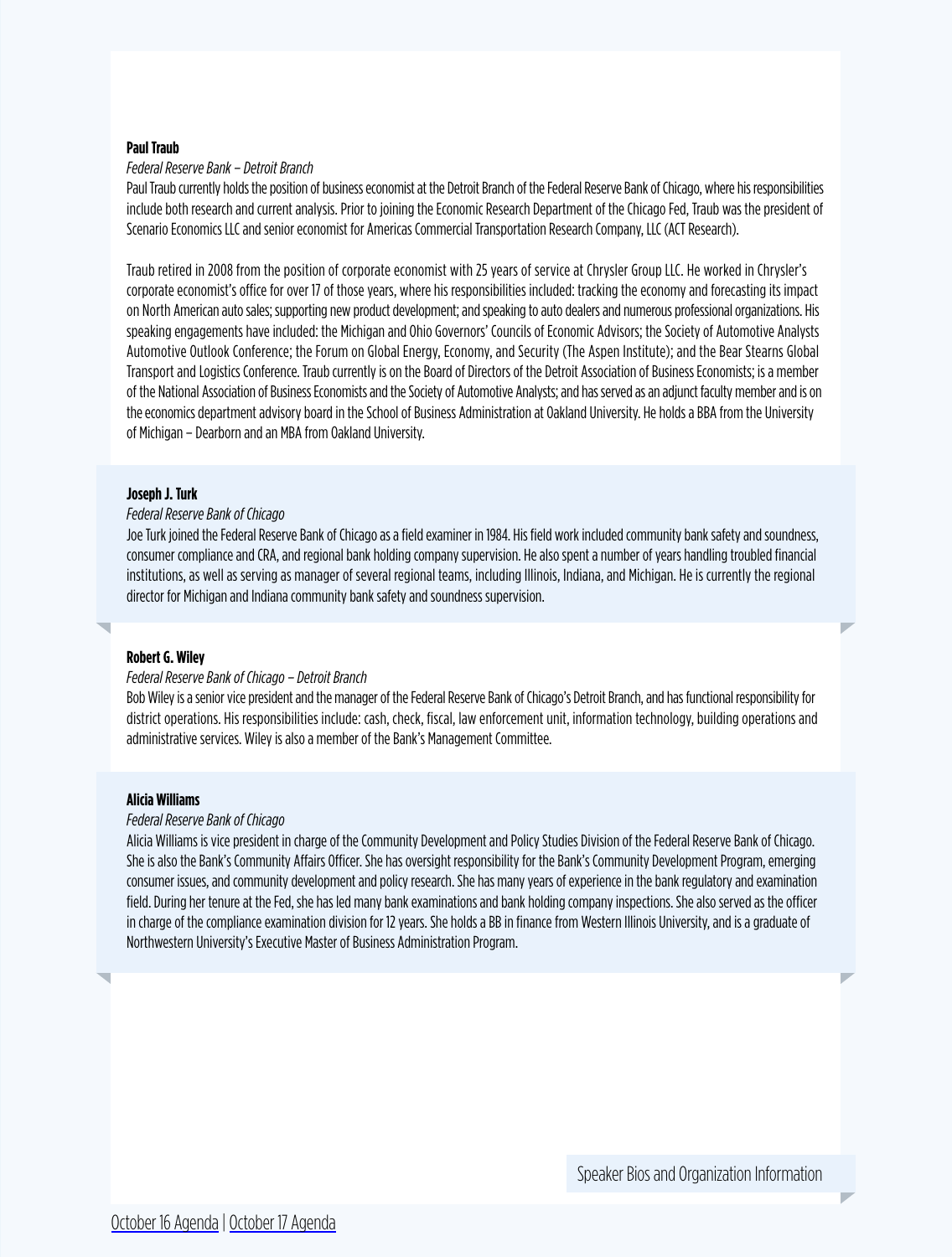**Paul Traub**

*Federal Reserve Bank – Detroit Branch*

Paul Traub currently holds the position of business economist at the Detroit Branch of the Federal Reserve Bank of Chicago, where his responsibilities include both research and current analysis. Prior to joining the Economic Research Department of the Chicago Fed, Traub was the president of Scenario Economics LLC and senior economist for Americas Commercial Transportation Research Company, LLC (ACT Research).

Traub retired in 2008 from the position of corporate economist with 25 years of service at Chrysler Group LLC. He worked in Chrysler's corporate economist's office for over 17 of those years, where his responsibilities included: tracking the economy and forecasting its impact on North American auto sales; supporting new product development; and speaking to auto dealers and numerous professional organizations. His speaking engagements have included: the Michigan and Ohio Governors' Councils of Economic Advisors; the Society of Automotive Analysts Automotive Outlook Conference; the Forum on Global Energy, Economy, and Security (The Aspen Institute); and the Bear Stearns Global Transport and Logistics Conference. Traub currently is on the Board of Directors of the Detroit Association of Business Economists; is a member of the National Association of Business Economists and the Society of Automotive Analysts; and has served as an adjunct faculty member and is on the economics department advisory board in the School of Business Administration at Oakland University. He holds a BBA from the University of Michigan – Dearborn and an MBA from Oakland University.

**Joseph J. Turk**

*Federal Reserve Bank of Chicago*

Joe Turk joined the Federal Reserve Bank of Chicago as a field examiner in 1984. His field work included community bank safety and soundness, consumer compliance and CRA, and regional bank holding company supervision. He also spent a number of years handling troubled financial institutions, as well as serving as manager of several regional teams, including Illinois, Indiana, and Michigan. He is currently the regional director for Michigan and Indiana community bank safety and soundness supervision.

**Robert G. Wiley**

*Federal Reserve Bank of Chicago – Detroit Branch*

Bob Wiley is a senior vice president and the manager of the Federal Reserve Bank of Chicago's Detroit Branch, and has functional responsibility for district operations. His responsibilities include: cash, check, fiscal, law enforcement unit, information technology, building operations and administrative services. Wiley is also a member of the Bank's Management Committee.

**Alicia Williams**

*Federal Reserve Bank of Chicago*

Alicia Williams is vice president in charge of the Community Development and Policy Studies Division of the Federal Reserve Bank of Chicago. She is also the Bank's Community Affairs Officer. She has oversight responsibility for the Bank's Community Development Program, emerging consumer issues, and community development and policy research. She has many years of experience in the bank regulatory and examination field. During her tenure at the Fed, she has led many bank examinations and bank holding company inspections. She also served as the officer in charge of the compliance examination division for 12 years. She holds a BB in finance from Western Illinois University, and is a graduate of Northwestern University's Executive Master of Business Administration Program.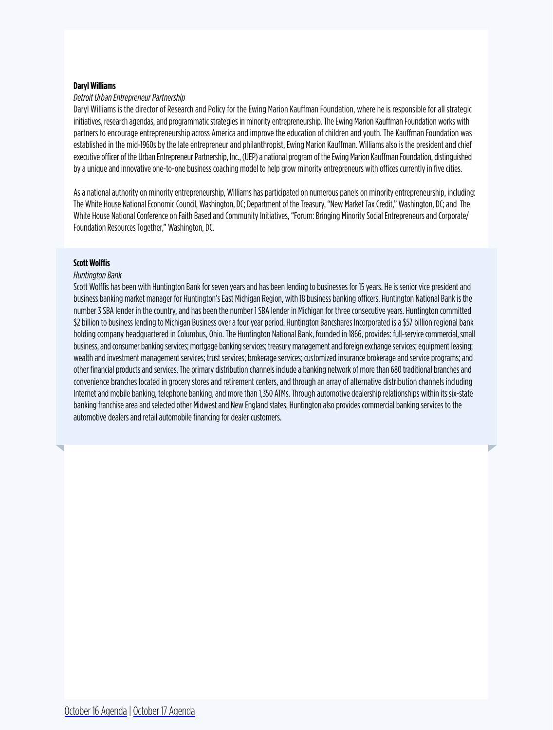**Daryl Williams**

*Detroit Urban Entrepreneur Partnership*

Daryl Williams is the director of Research and Policy for the Ewing Marion Kauffman Foundation, where he is responsible for all strategic initiatives, research agendas, and programmatic strategies in minority entrepreneurship. The Ewing Marion Kauffman Foundation works with partners to encourage entrepreneurship across America and improve the education of children and youth. The Kauffman Foundation was established in the mid-1960s by the late entrepreneur and philanthropist, Ewing Marion Kauffman. Williams also is the president and chief executive officer of the Urban Entrepreneur Partnership, Inc., (UEP) a national program of the Ewing Marion Kauffman Foundation, distinguished by a unique and innovative one-to-one business coaching model to help grow minority entrepreneurs with offices currently in five cities.

As a national authority on minority entrepreneurship, Williams has participated on numerous panels on minority entrepreneurship, including: The White House National Economic Council, Washington, DC; Department of the Treasury, "New Market Tax Credit," Washington, DC; and The White House National Conference on Faith Based and Community Initiatives, "Forum: Bringing Minority Social Entrepreneurs and Corporate/ Foundation Resources Together," Washington, DC.

**Scott Wolffis**

*Huntington Bank*

Scott Wolffis has been with Huntington Bank for seven years and has been lending to businesses for 15 years. He is senior vice president and business banking market manager for Huntington's East Michigan Region, with 18 business banking officers. Huntington National Bank is the number 3 SBA lender in the country, and has been the number 1 SBA lender in Michigan for three consecutive years. Huntington committed $2 billion to business lending to Michigan Business over a four year period. Huntington Bancshares Incorporated is a $57 billion regional bank holding company headquartered in Columbus, Ohio. The Huntington National Bank, founded in 1866, provides: full-service commercial, small business, and consumer banking services; mortgage banking services; treasury management and foreign exchange services; equipment leasing; wealth and investment management services; trust services; brokerage services; customized insurance brokerage and service programs; and other financial products and services. The primary distribution channels include a banking network of more than 680 traditional branches and convenience branches located in grocery stores and retirement centers, and through an array of alternative distribution channels including Internet and mobile banking, telephone banking, and more than 1,350 ATMs. Through automotive dealership relationships within its six-state banking franchise area and selected other Midwest and New England states, Huntington also provides commercial banking services to the automotive dealers and retail automobile financing for dealer customers.

October 16 Agenda | October 17 Agenda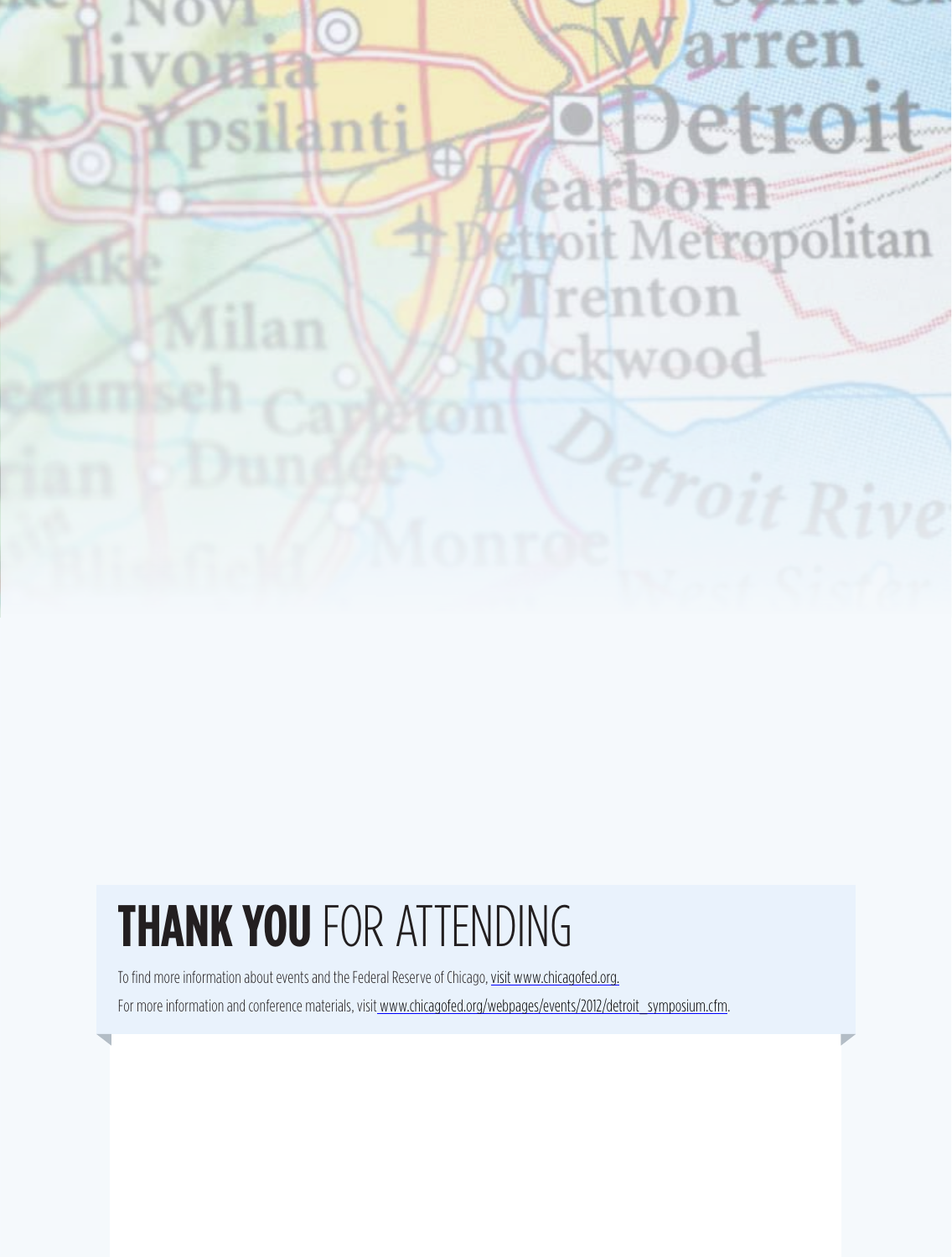# **THANK YOU** FOR ATTENDING

To find more information about events and the Federal Reserve of Chicago, visit www.chicagofed.org.

For more information and conference materials, visit www.chicagofed.org/webpages/events/2012/detroit_symposium.cfm.